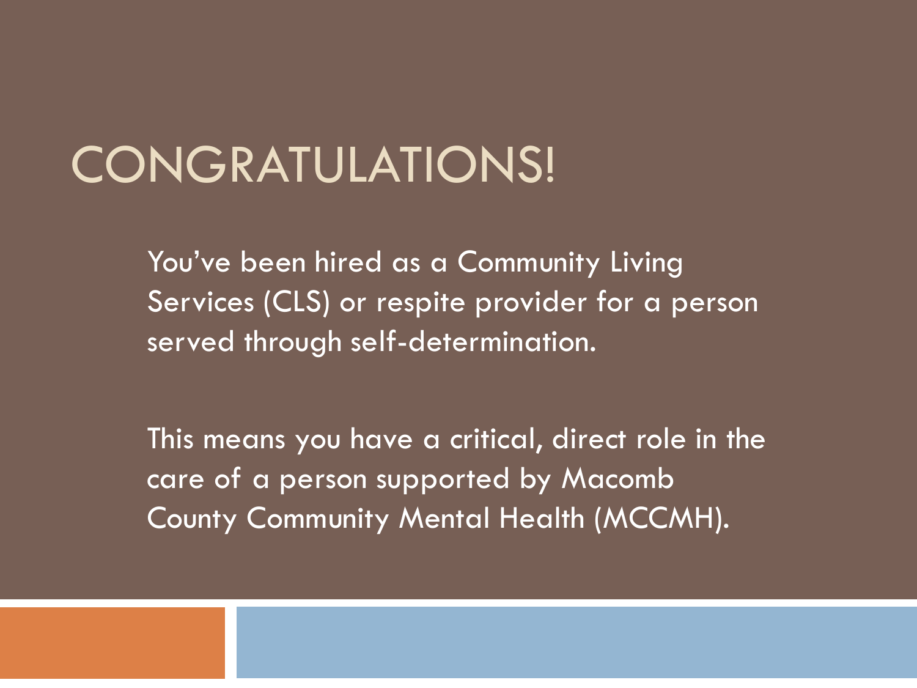# CONGRATULATIONS!

You've been hired as a Community Living Services (CLS) or respite provider for a person served through self-determination.

This means you have a critical, direct role in the care of a person supported by Macomb County Community Mental Health (MCCMH).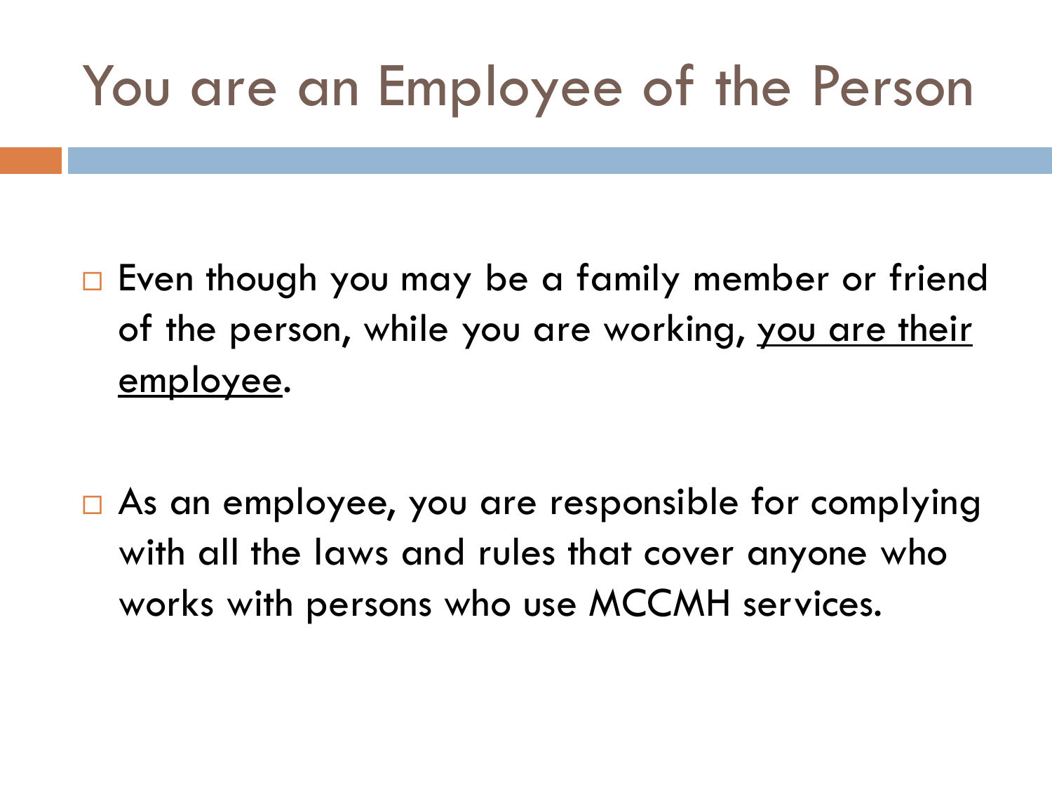# You are an Employee of the Person

- Even though you may be a family member or friend of the person, while you are working, <u>you are their employee</u>.

- As an employee, you are responsible for complying with all the laws and rules that cover anyone who works with persons who use MCCMH services.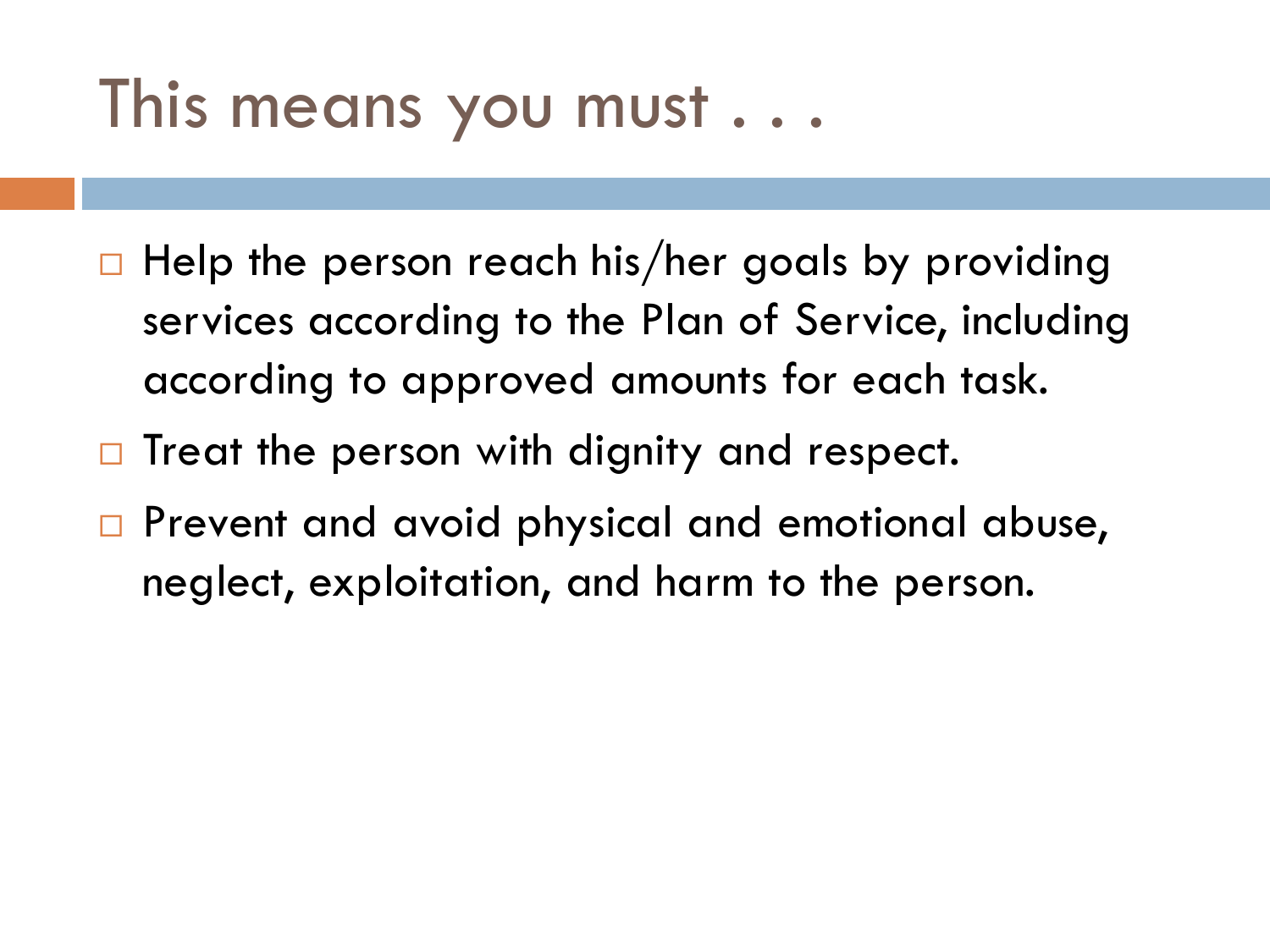# This means you must . . .

- Help the person reach his/her goals by providing services according to the Plan of Service, including according to approved amounts for each task.
- Treat the person with dignity and respect.
- Prevent and avoid physical and emotional abuse, neglect, exploitation, and harm to the person.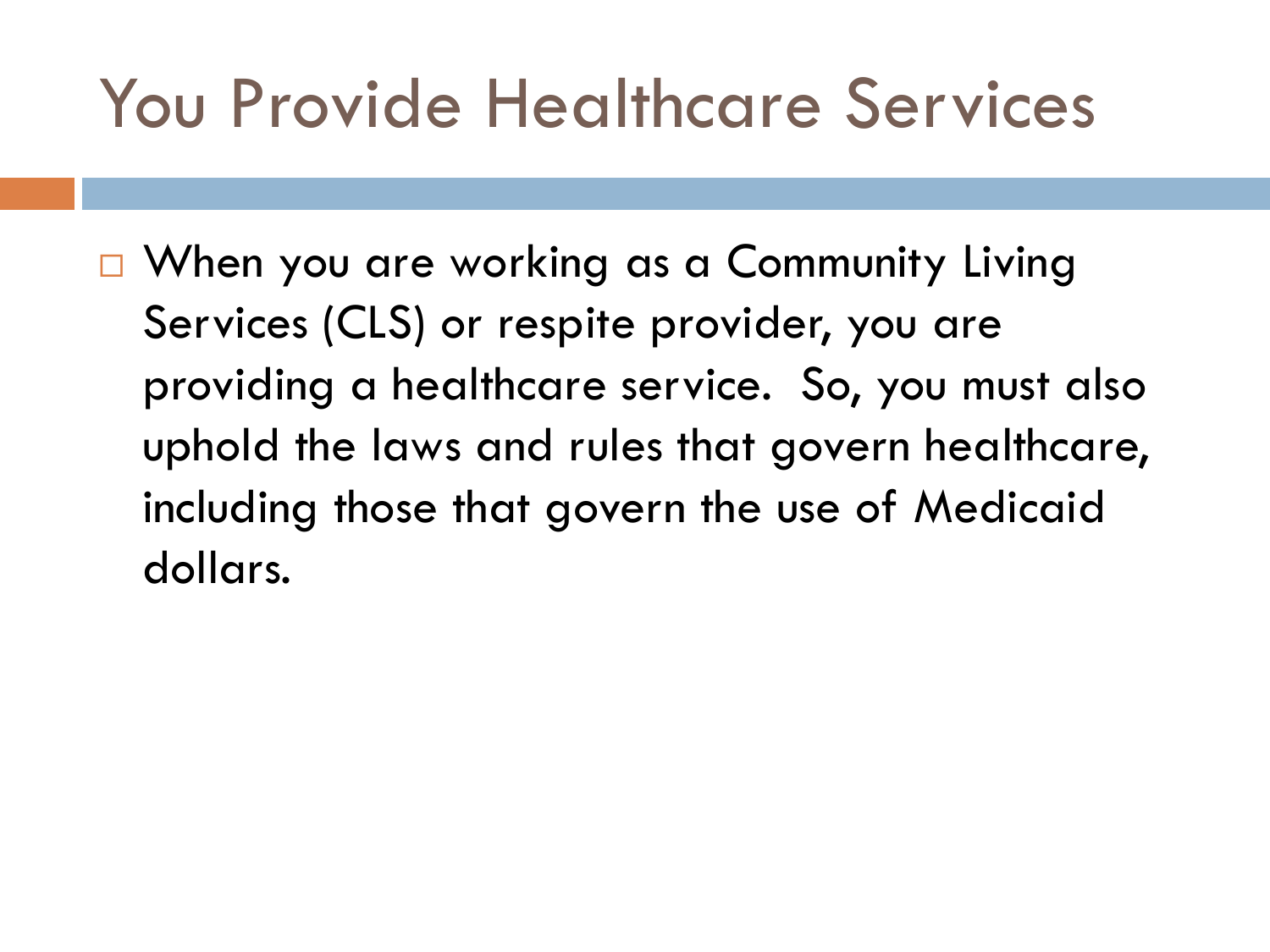# You Provide Healthcare Services

- When you are working as a Community Living Services (CLS) or respite provider, you are providing a healthcare service. So, you must also uphold the laws and rules that govern healthcare, including those that govern the use of Medicaid dollars.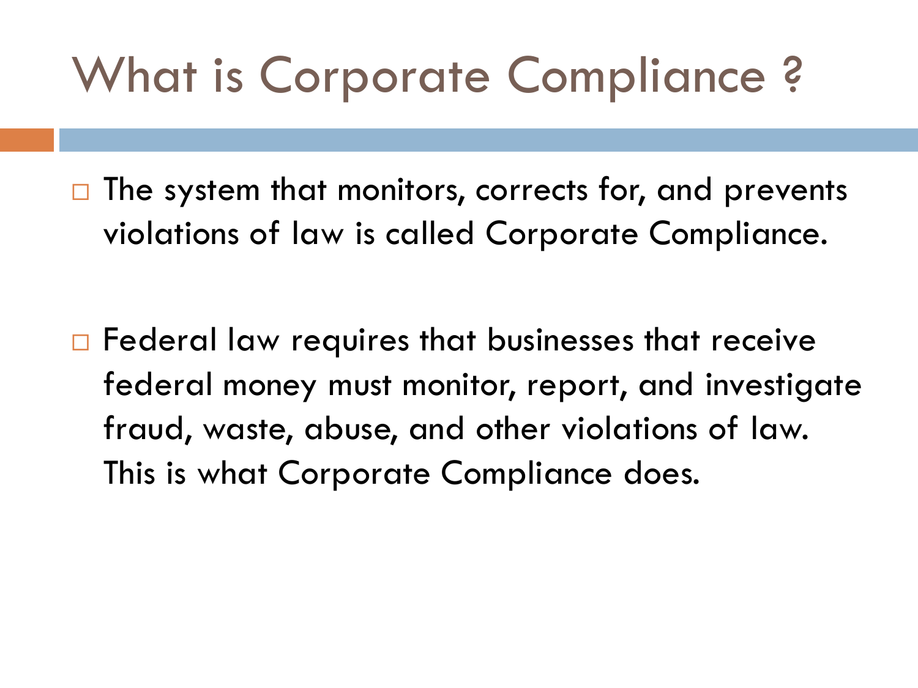# What is Corporate Compliance ?

- The system that monitors, corrects for, and prevents violations of law is called Corporate Compliance.

- Federal law requires that businesses that receive federal money must monitor, report, and investigate fraud, waste, abuse, and other violations of law. This is what Corporate Compliance does.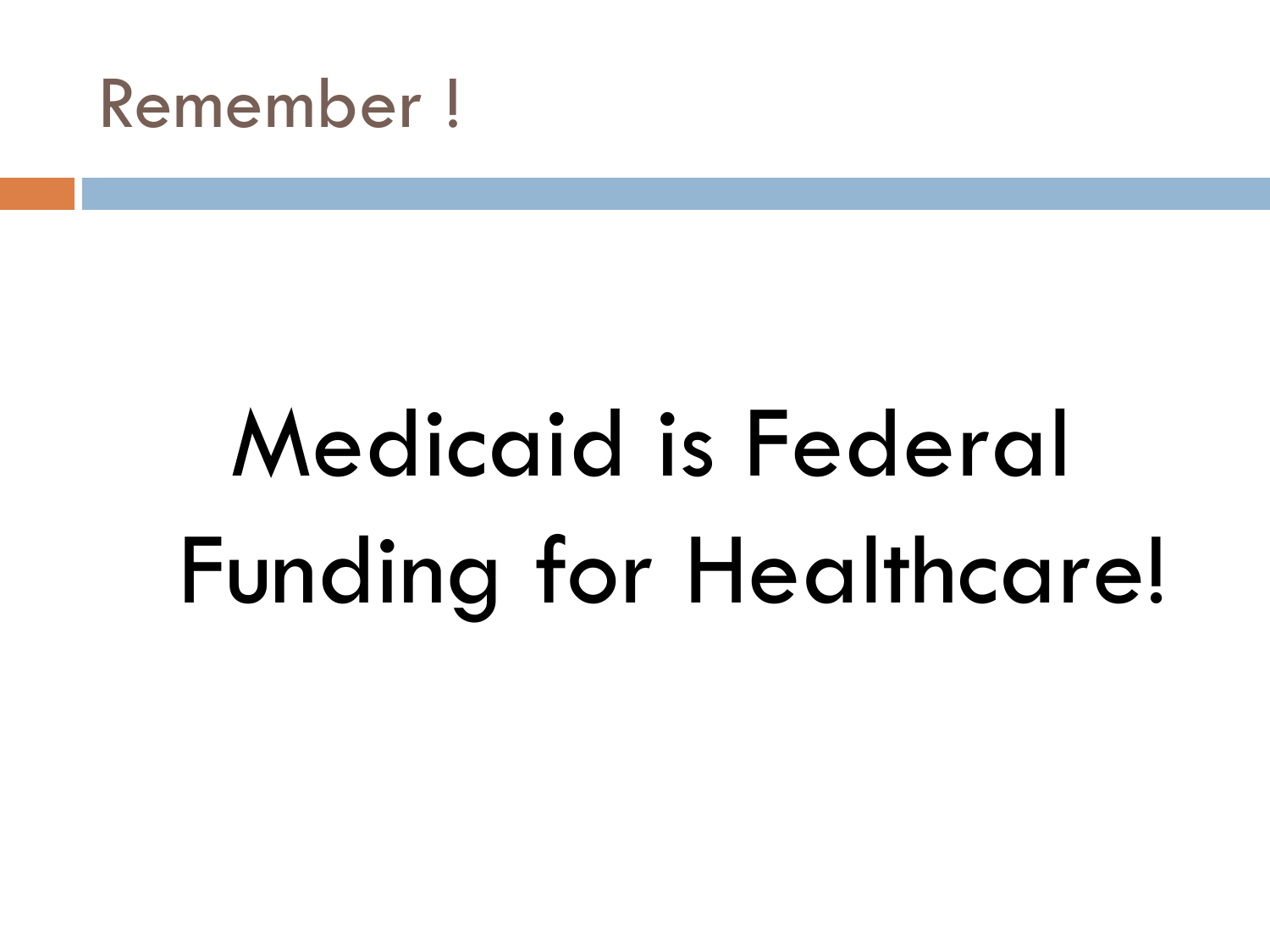# Remember !

Medicaid is Federal Funding for Healthcare!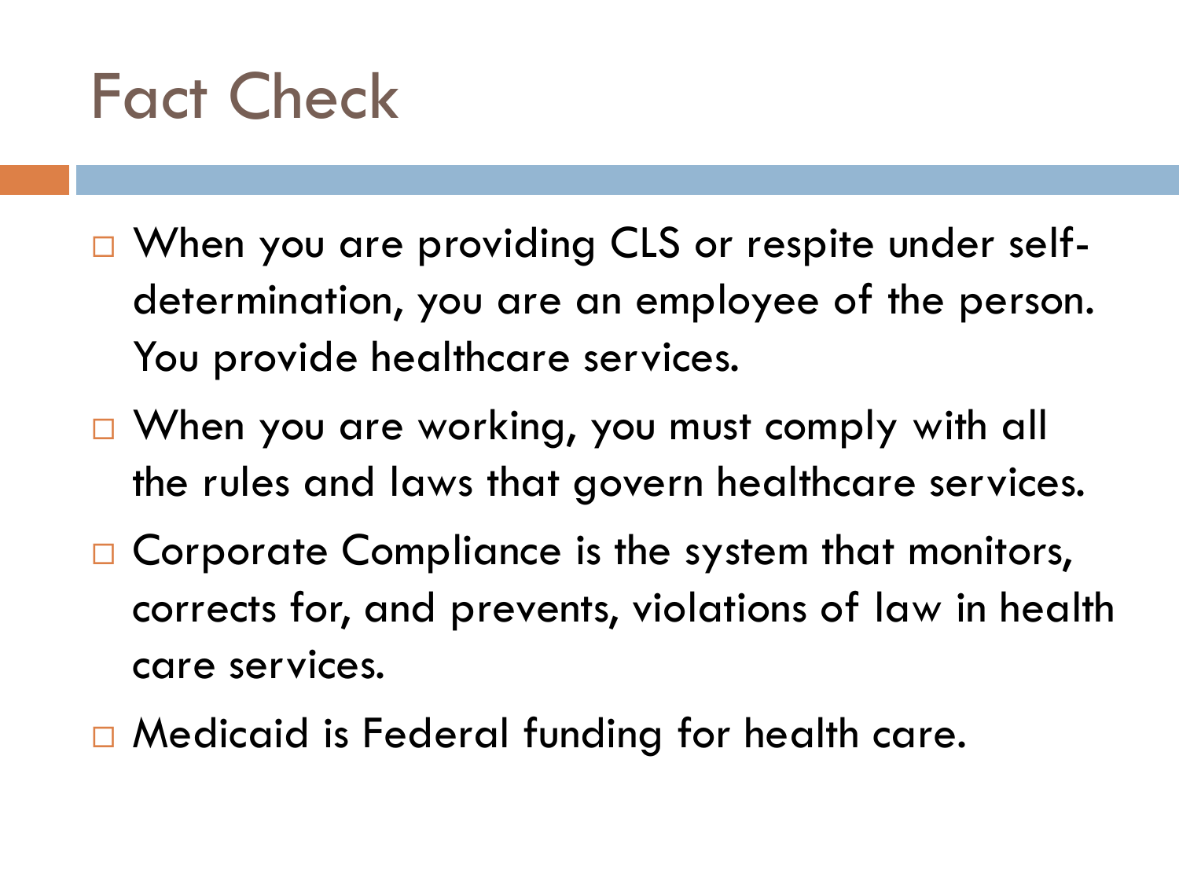# Fact Check

- When you are providing CLS or respite under self-determination, you are an employee of the person. You provide healthcare services.
- When you are working, you must comply with all the rules and laws that govern healthcare services.
- Corporate Compliance is the system that monitors, corrects for, and prevents, violations of law in health care services.
- Medicaid is Federal funding for health care.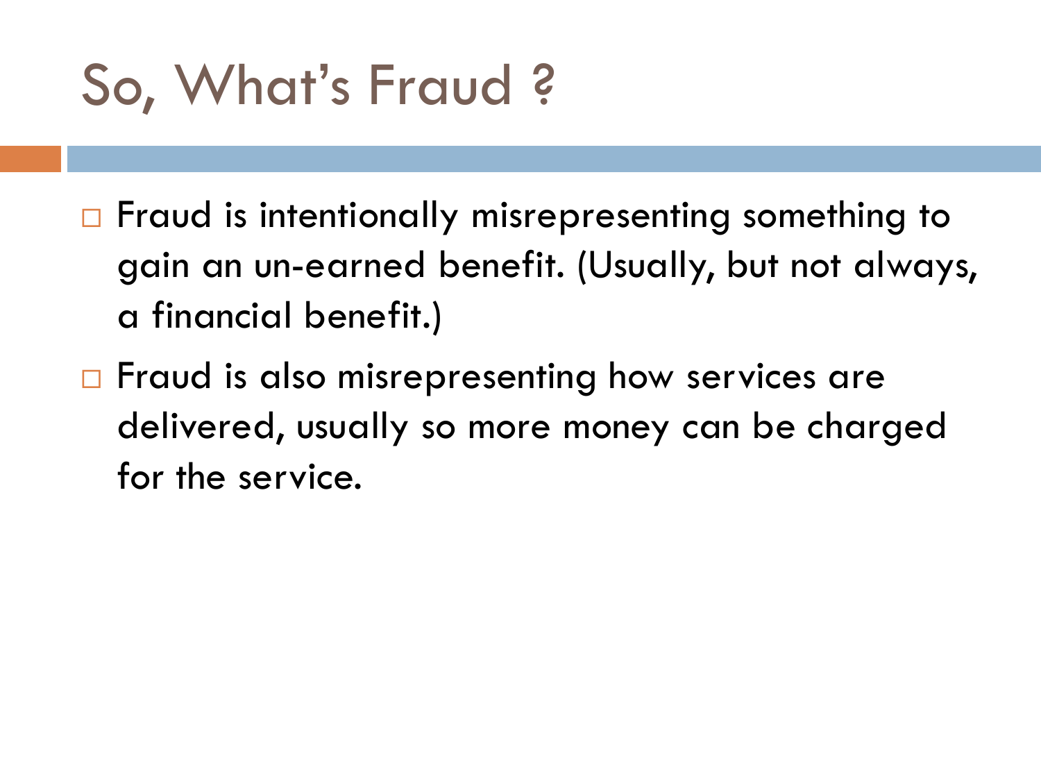# So, What's Fraud ?

- Fraud is intentionally misrepresenting something to gain an un-earned benefit. (Usually, but not always, a financial benefit.)
- Fraud is also misrepresenting how services are delivered, usually so more money can be charged for the service.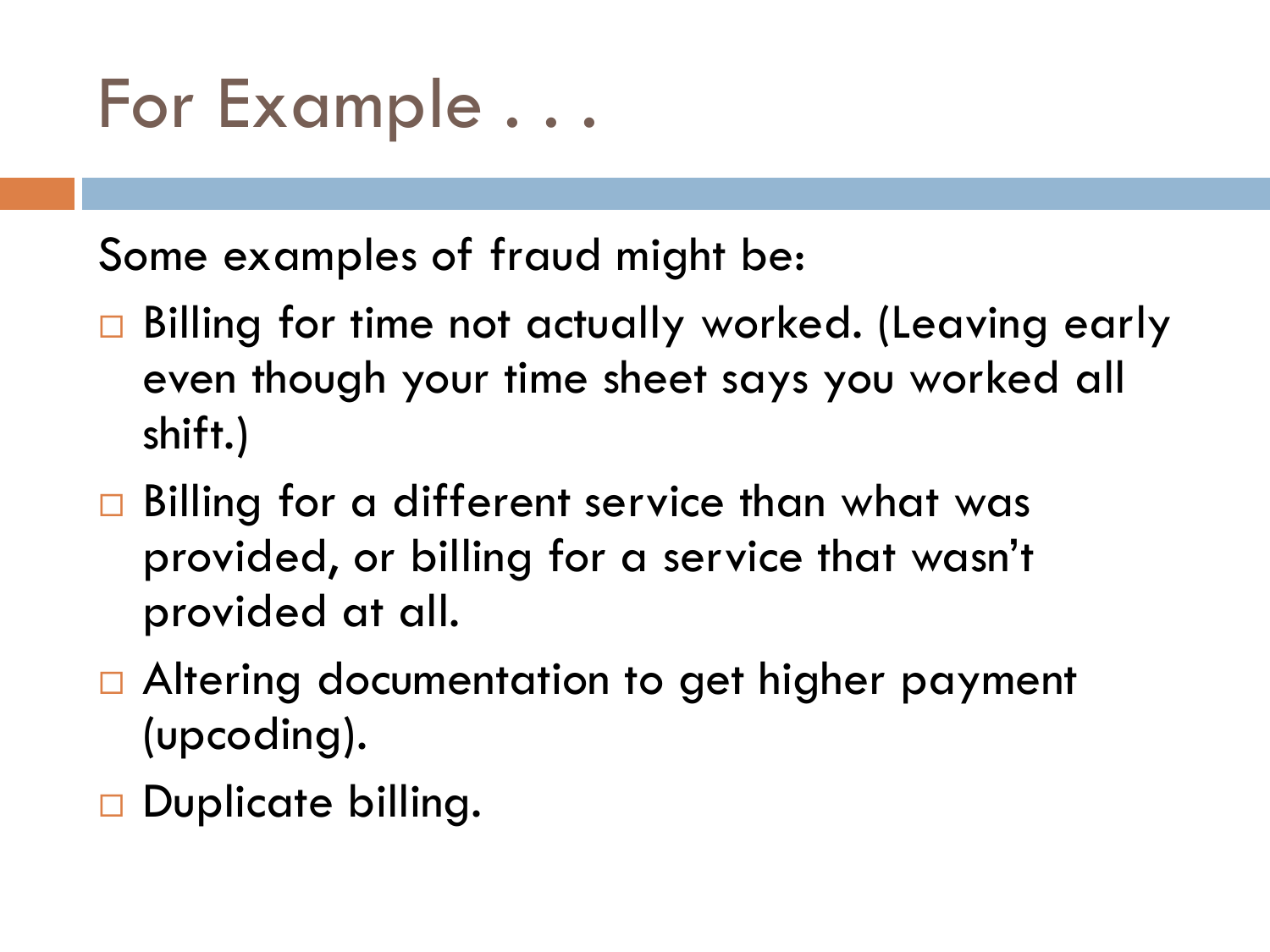# For Example . . .

Some examples of fraud might be:

- Billing for time not actually worked. (Leaving early even though your time sheet says you worked all shift.)
- Billing for a different service than what was provided, or billing for a service that wasn't provided at all.
- Altering documentation to get higher payment (upcoding).
- Duplicate billing.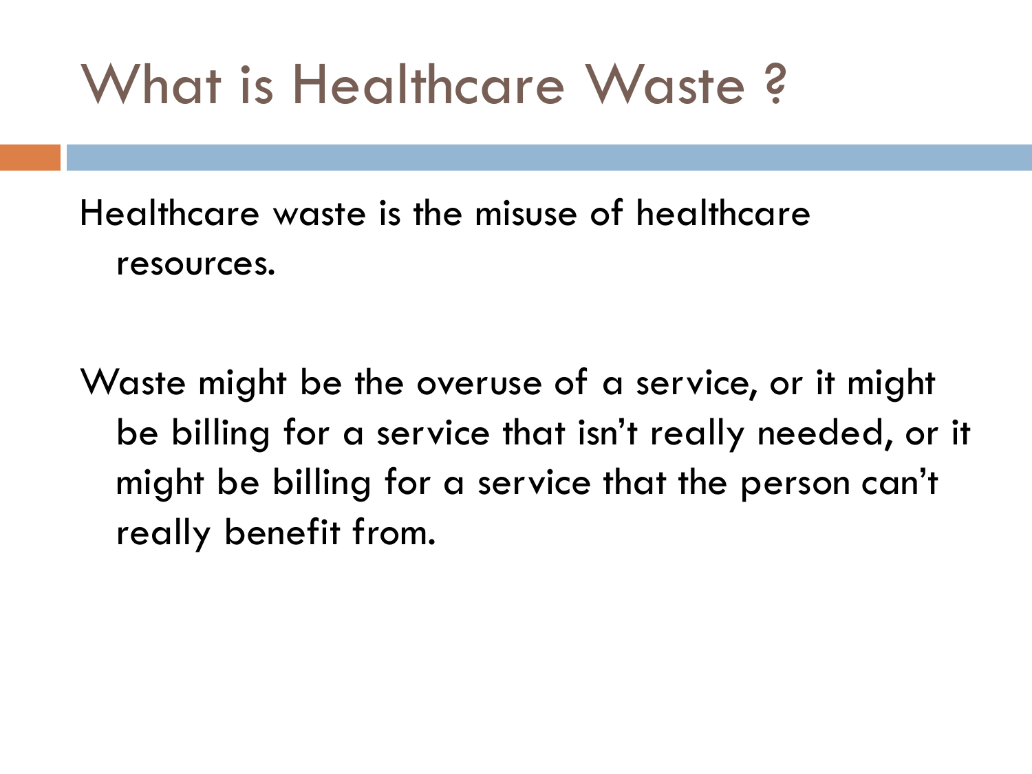# What is Healthcare Waste ?

Healthcare waste is the misuse of healthcare resources.

Waste might be the overuse of a service, or it might be billing for a service that isn't really needed, or it might be billing for a service that the person can't really benefit from.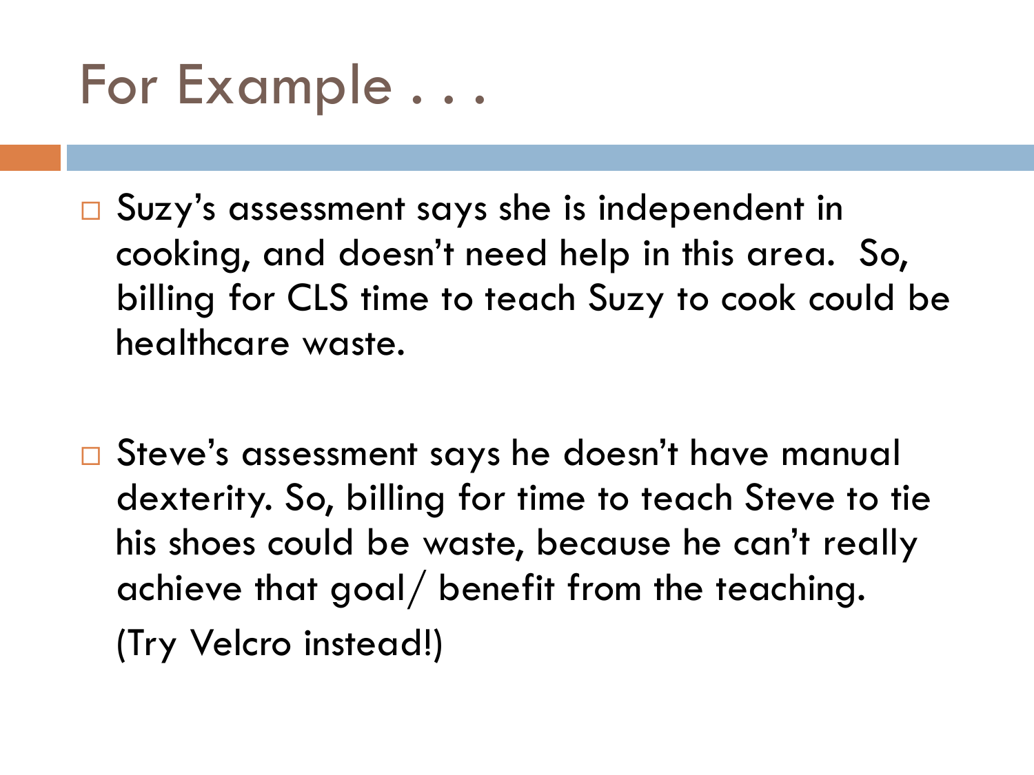# For Example . . .

- Suzy's assessment says she is independent in cooking, and doesn't need help in this area. So, billing for CLS time to teach Suzy to cook could be healthcare waste.

- Steve's assessment says he doesn't have manual dexterity. So, billing for time to teach Steve to tie his shoes could be waste, because he can't really achieve that goal/ benefit from the teaching.

  (Try Velcro instead!)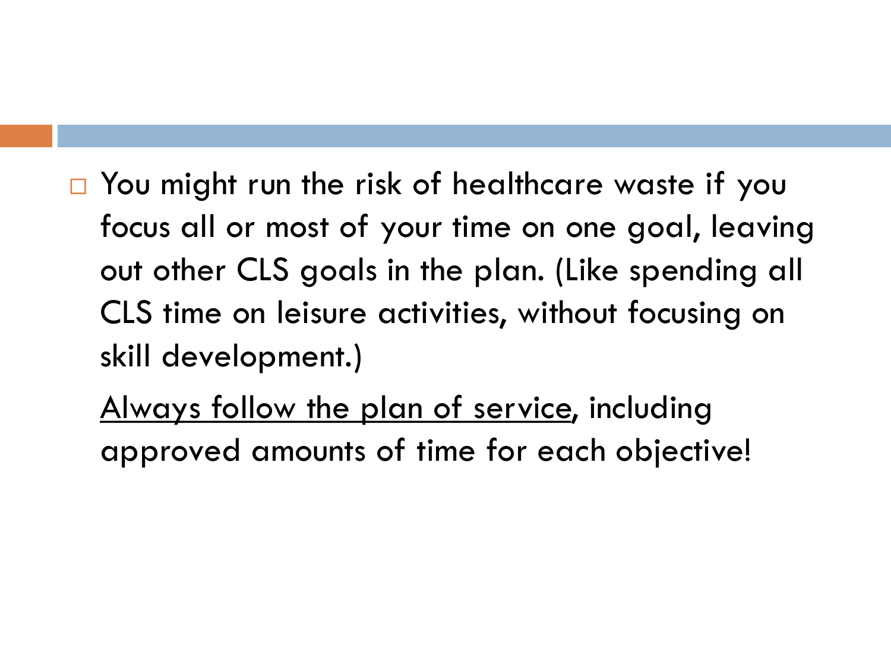- You might run the risk of healthcare waste if you focus all or most of your time on one goal, leaving out other CLS goals in the plan. (Like spending all CLS time on leisure activities, without focusing on skill development.)

  <u>Always follow the plan of service</u>, including approved amounts of time for each objective!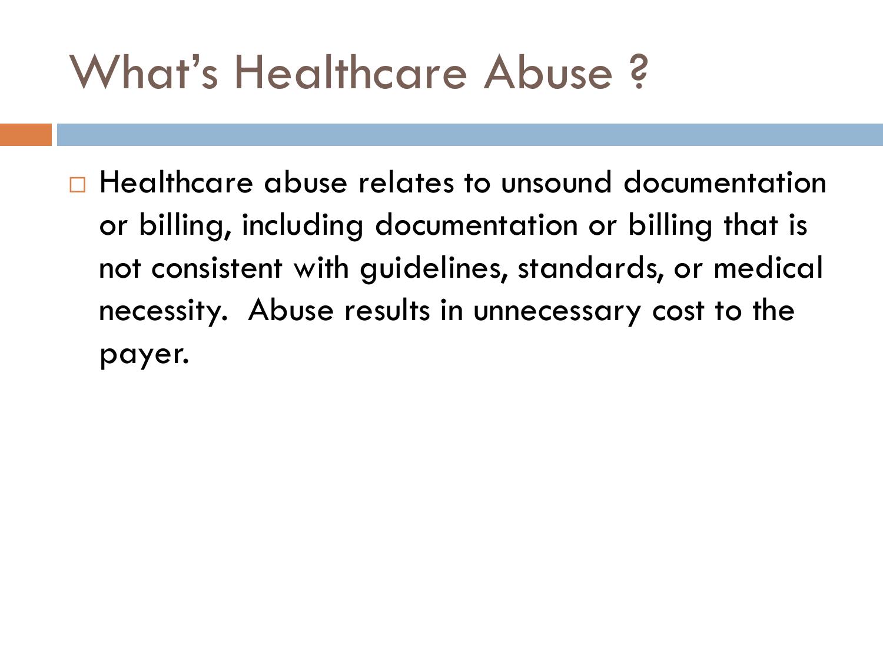# What's Healthcare Abuse ?

- Healthcare abuse relates to unsound documentation or billing, including documentation or billing that is not consistent with guidelines, standards, or medical necessity.  Abuse results in unnecessary cost to the payer.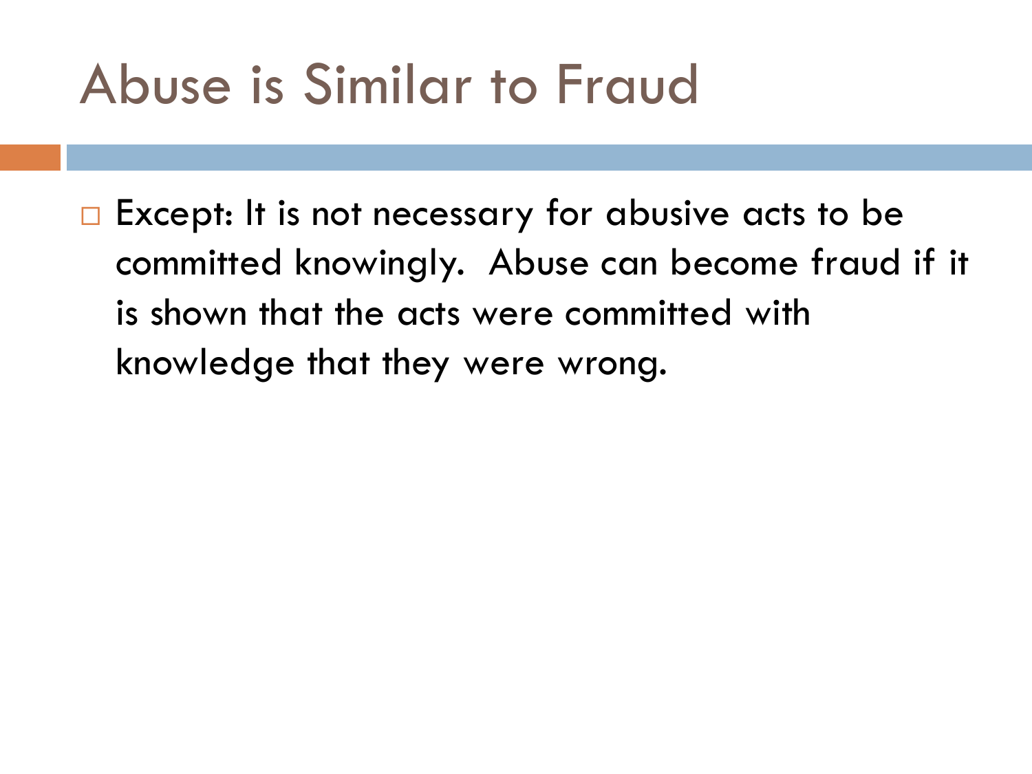# Abuse is Similar to Fraud

- Except: It is not necessary for abusive acts to be committed knowingly. Abuse can become fraud if it is shown that the acts were committed with knowledge that they were wrong.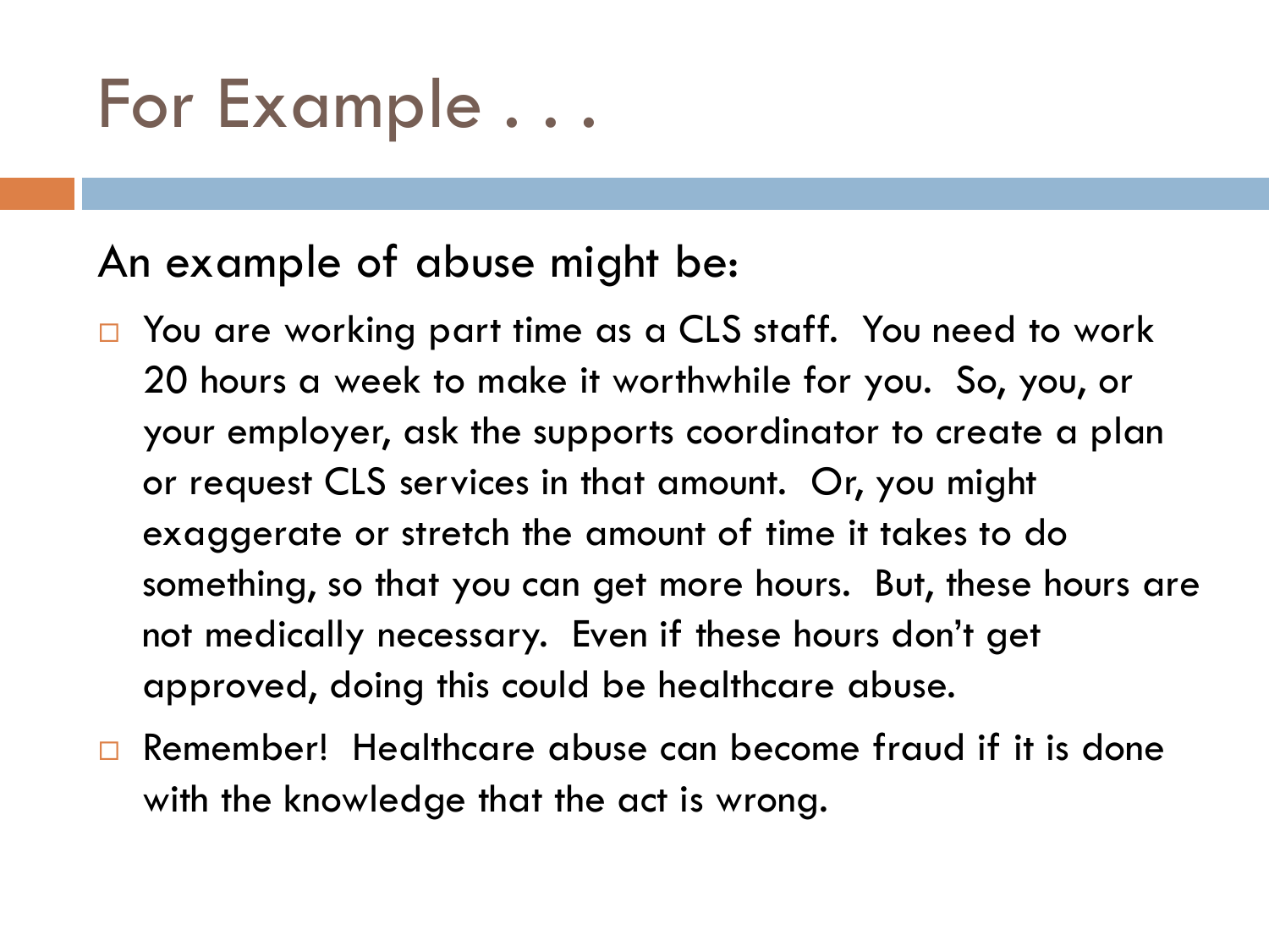# For Example . . .

An example of abuse might be:

- You are working part time as a CLS staff. You need to work 20 hours a week to make it worthwhile for you. So, you, or your employer, ask the supports coordinator to create a plan or request CLS services in that amount. Or, you might exaggerate or stretch the amount of time it takes to do something, so that you can get more hours. But, these hours are not medically necessary. Even if these hours don't get approved, doing this could be healthcare abuse.
- Remember! Healthcare abuse can become fraud if it is done with the knowledge that the act is wrong.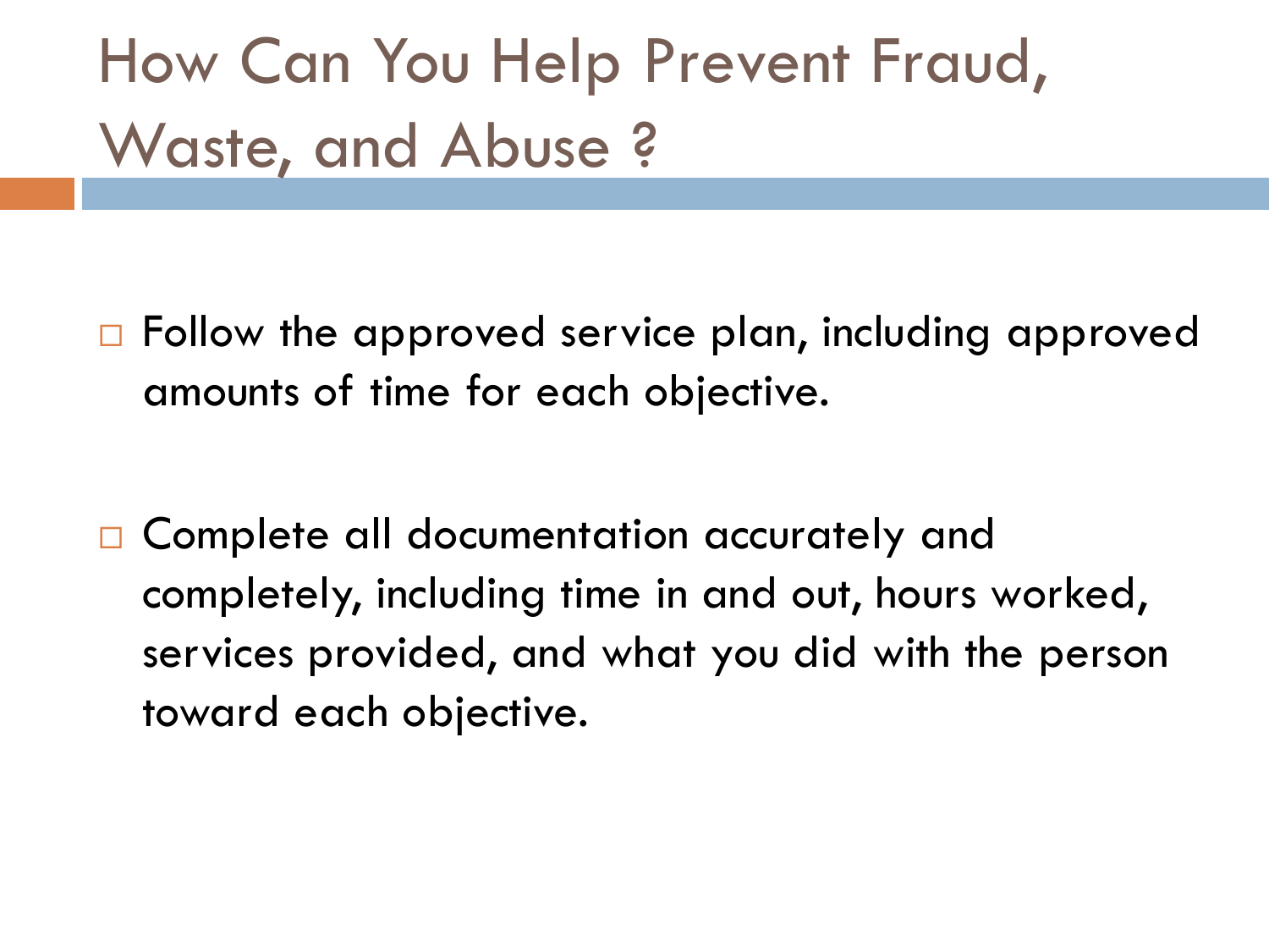# How Can You Help Prevent Fraud, Waste, and Abuse ?

- Follow the approved service plan, including approved amounts of time for each objective.

- Complete all documentation accurately and completely, including time in and out, hours worked, services provided, and what you did with the person toward each objective.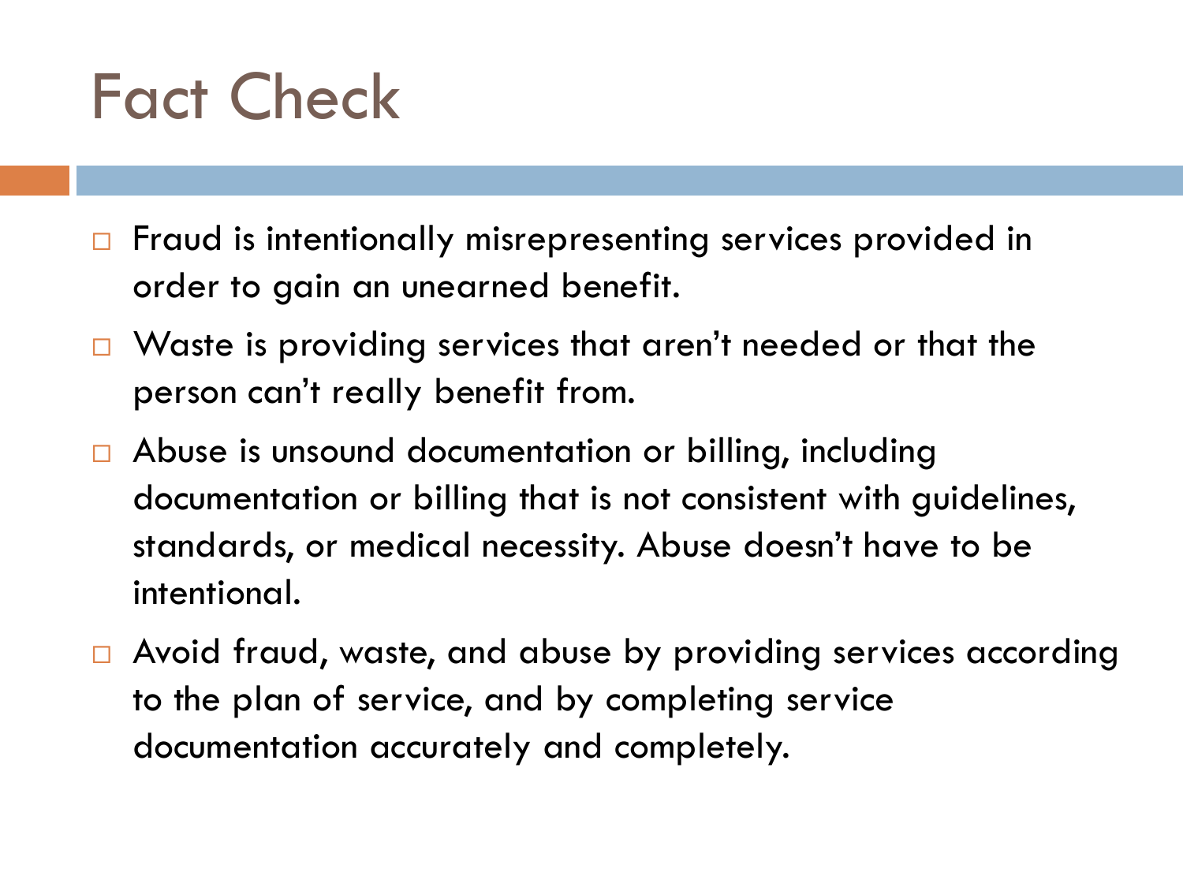# Fact Check

- Fraud is intentionally misrepresenting services provided in order to gain an unearned benefit.
- Waste is providing services that aren't needed or that the person can't really benefit from.
- Abuse is unsound documentation or billing, including documentation or billing that is not consistent with guidelines, standards, or medical necessity. Abuse doesn't have to be intentional.
- Avoid fraud, waste, and abuse by providing services according to the plan of service, and by completing service documentation accurately and completely.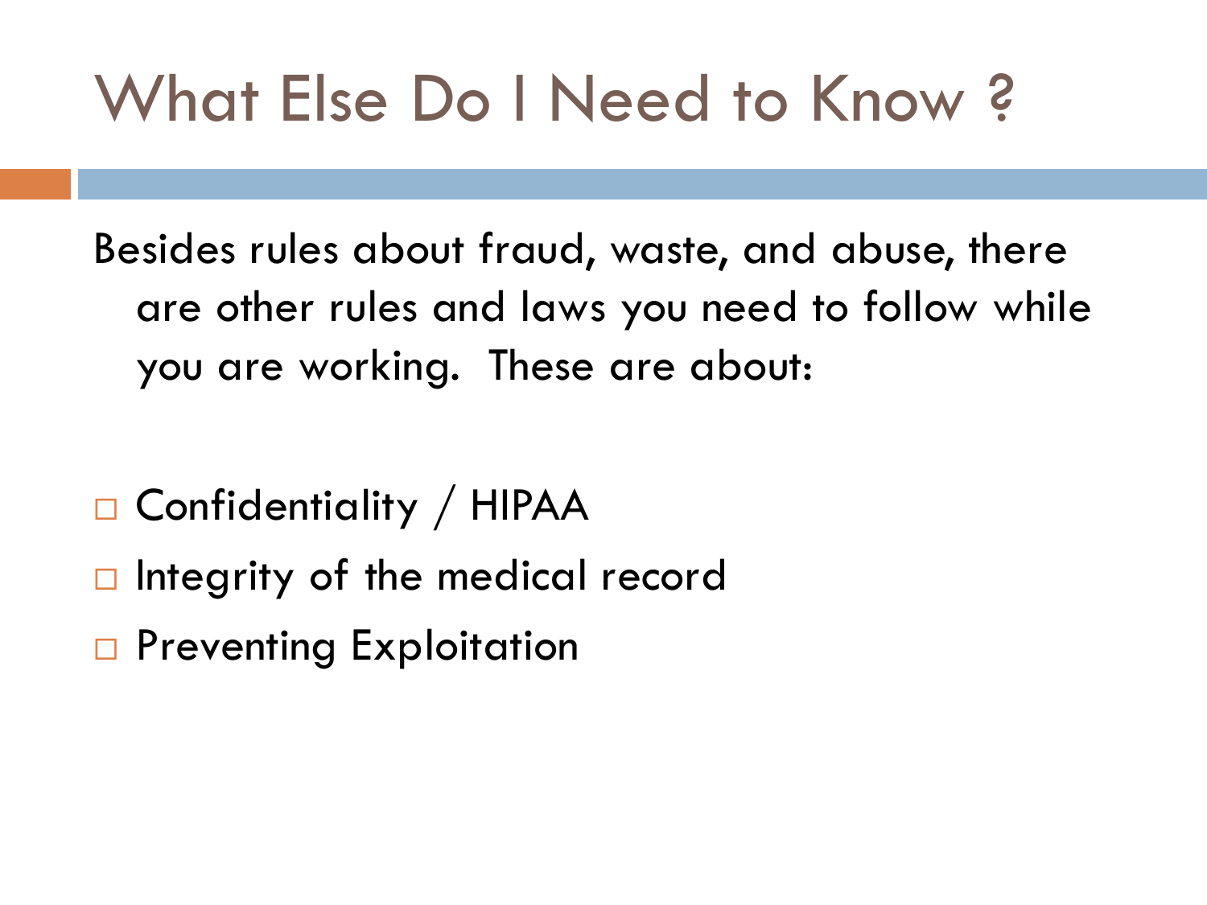# What Else Do I Need to Know ?

Besides rules about fraud, waste, and abuse, there are other rules and laws you need to follow while you are working. These are about:

- Confidentiality / HIPAA
- Integrity of the medical record
- Preventing Exploitation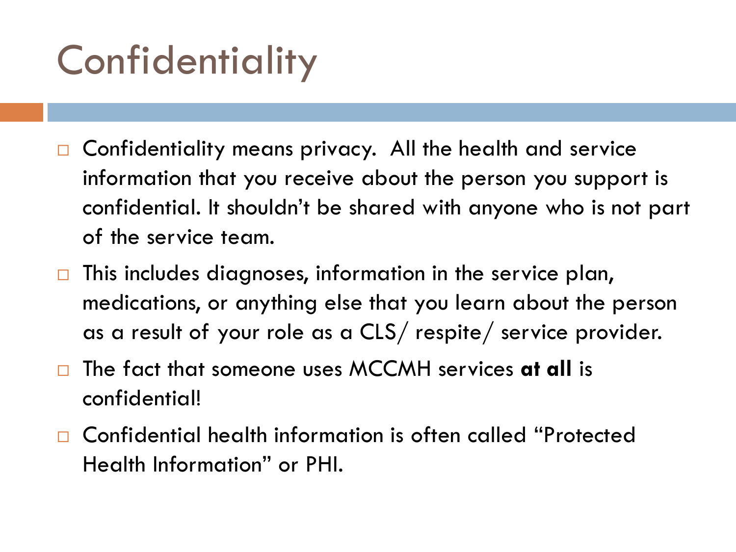# Confidentiality

- Confidentiality means privacy. All the health and service information that you receive about the person you support is confidential. It shouldn't be shared with anyone who is not part of the service team.
- This includes diagnoses, information in the service plan, medications, or anything else that you learn about the person as a result of your role as a CLS/ respite/ service provider.
- The fact that someone uses MCCMH services **at all** is confidential!
- Confidential health information is often called "Protected Health Information" or PHI.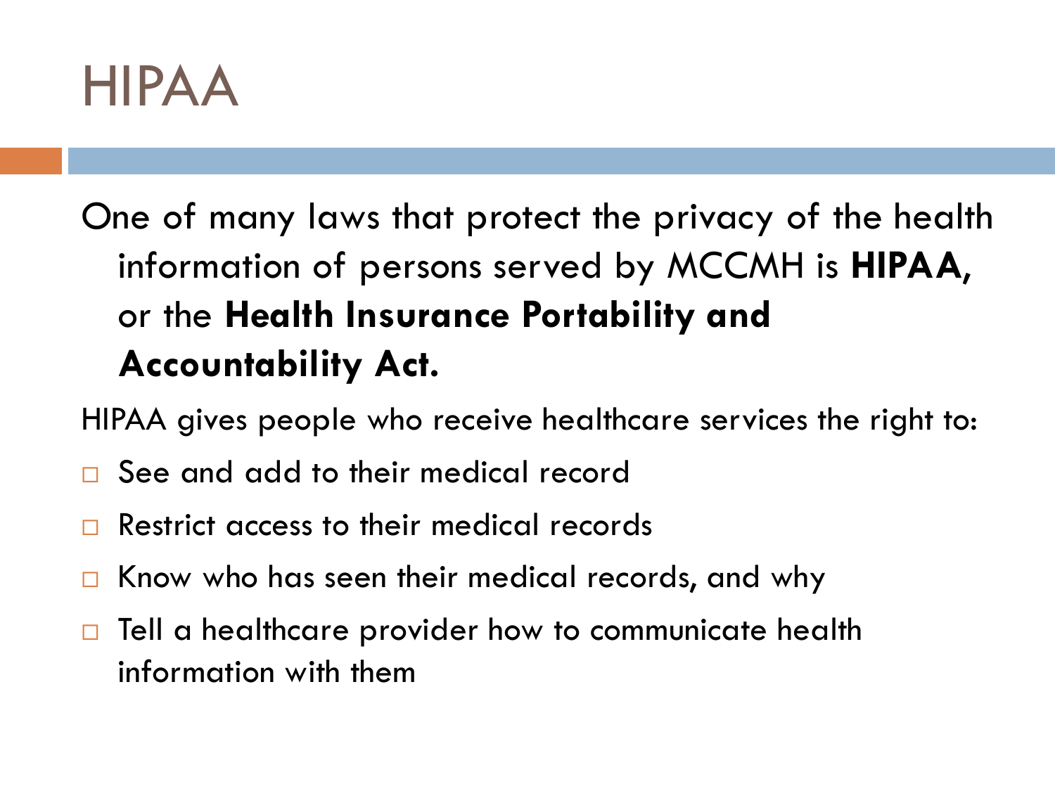# HIPAA

One of many laws that protect the privacy of the health information of persons served by MCCMH is **HIPAA,** or the **Health Insurance Portability and Accountability Act.**

HIPAA gives people who receive healthcare services the right to:

- See and add to their medical record
- Restrict access to their medical records
- Know who has seen their medical records, and why
- Tell a healthcare provider how to communicate health information with them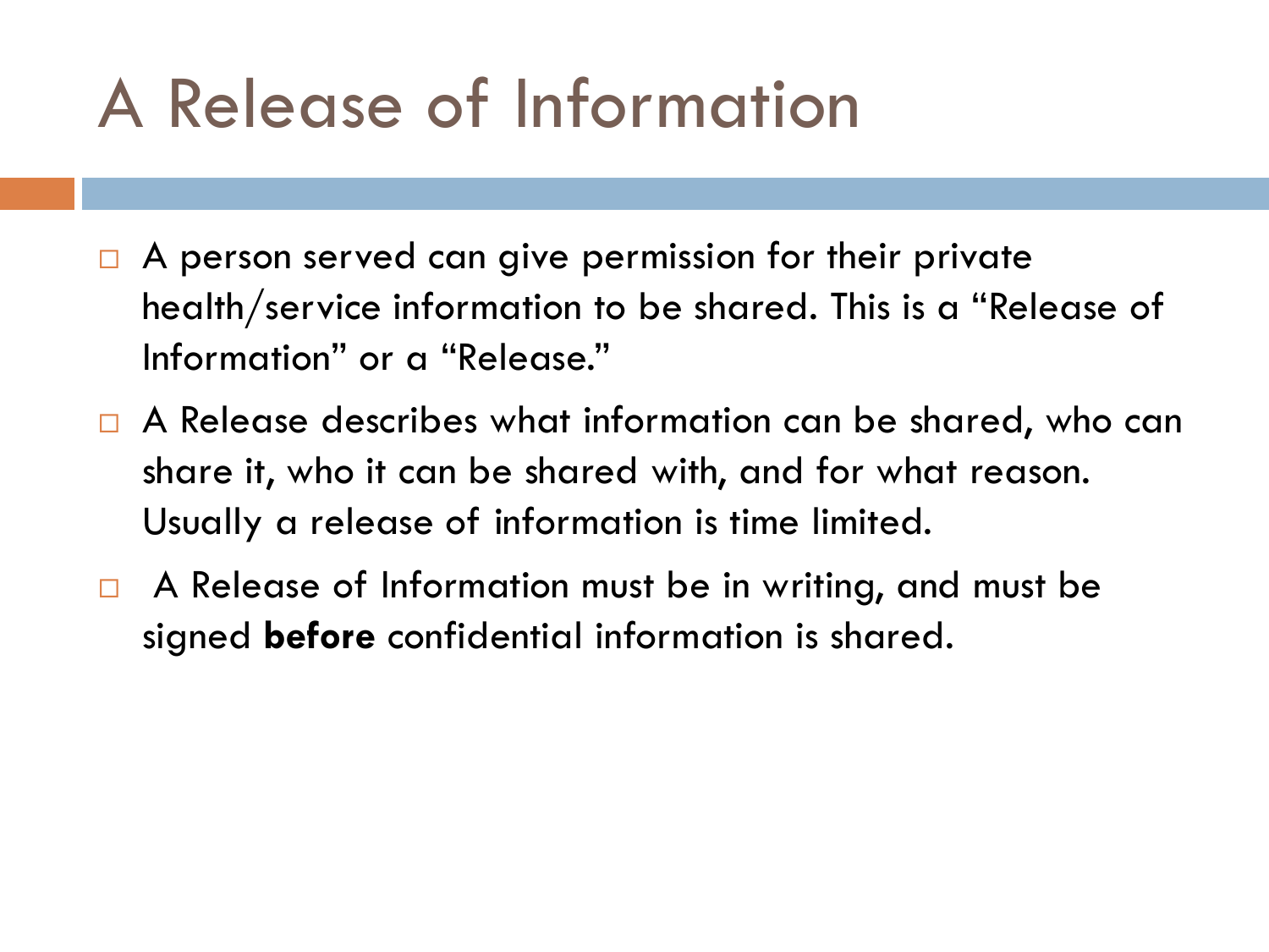# A Release of Information

- A person served can give permission for their private health/service information to be shared. This is a "Release of Information" or a "Release."
- A Release describes what information can be shared, who can share it, who it can be shared with, and for what reason. Usually a release of information is time limited.
- A Release of Information must be in writing, and must be signed **before** confidential information is shared.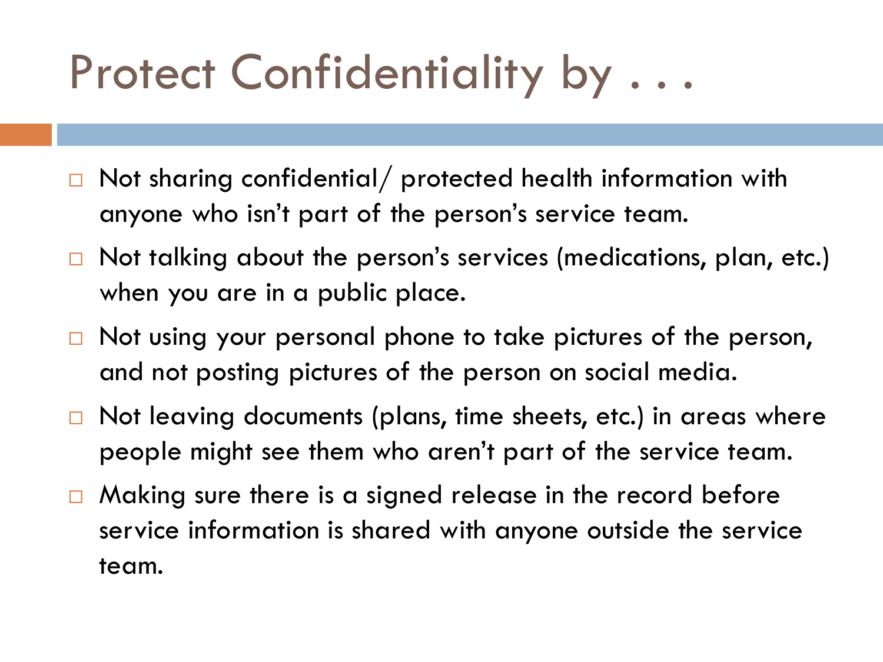# Protect Confidentiality by . . .

- Not sharing confidential/ protected health information with anyone who isn't part of the person's service team.
- Not talking about the person's services (medications, plan, etc.) when you are in a public place.
- Not using your personal phone to take pictures of the person, and not posting pictures of the person on social media.
- Not leaving documents (plans, time sheets, etc.) in areas where people might see them who aren't part of the service team.
- Making sure there is a signed release in the record before service information is shared with anyone outside the service team.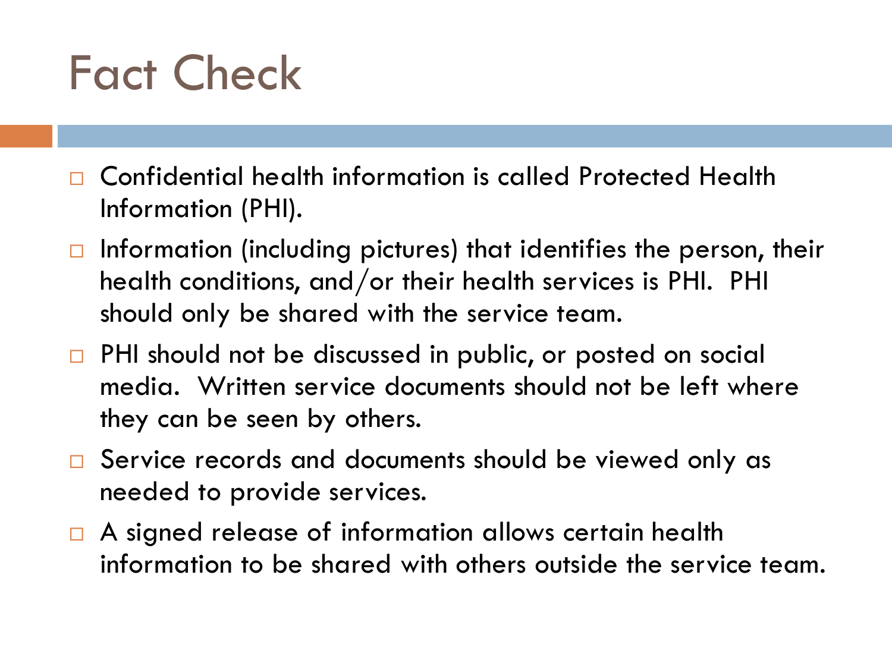# Fact Check

- Confidential health information is called Protected Health Information (PHI).
- Information (including pictures) that identifies the person, their health conditions, and/or their health services is PHI. PHI should only be shared with the service team.
- PHI should not be discussed in public, or posted on social media. Written service documents should not be left where they can be seen by others.
- Service records and documents should be viewed only as needed to provide services.
- A signed release of information allows certain health information to be shared with others outside the service team.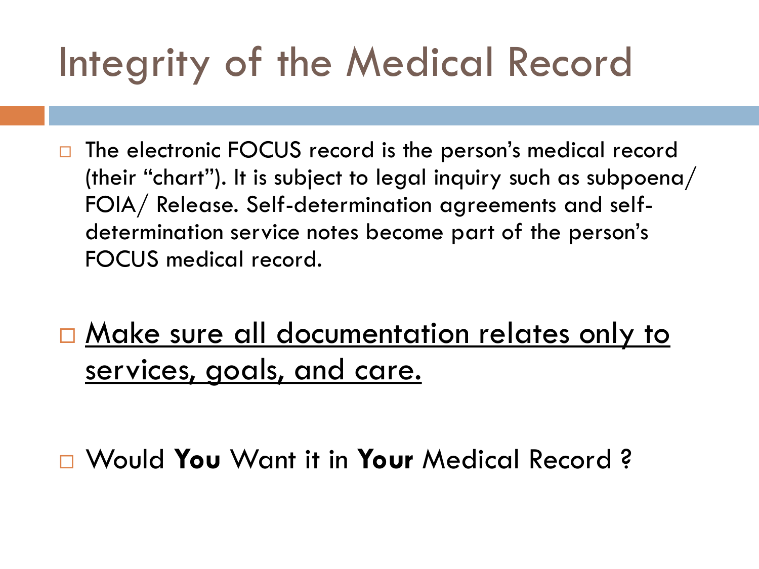# Integrity of the Medical Record

- The electronic FOCUS record is the person's medical record (their "chart"). It is subject to legal inquiry such as subpoena/ FOIA/ Release. Self-determination agreements and self-determination service notes become part of the person's FOCUS medical record.

- <u>Make sure all documentation relates only to services, goals, and care.</u>

- Would **You** Want it in **Your** Medical Record ?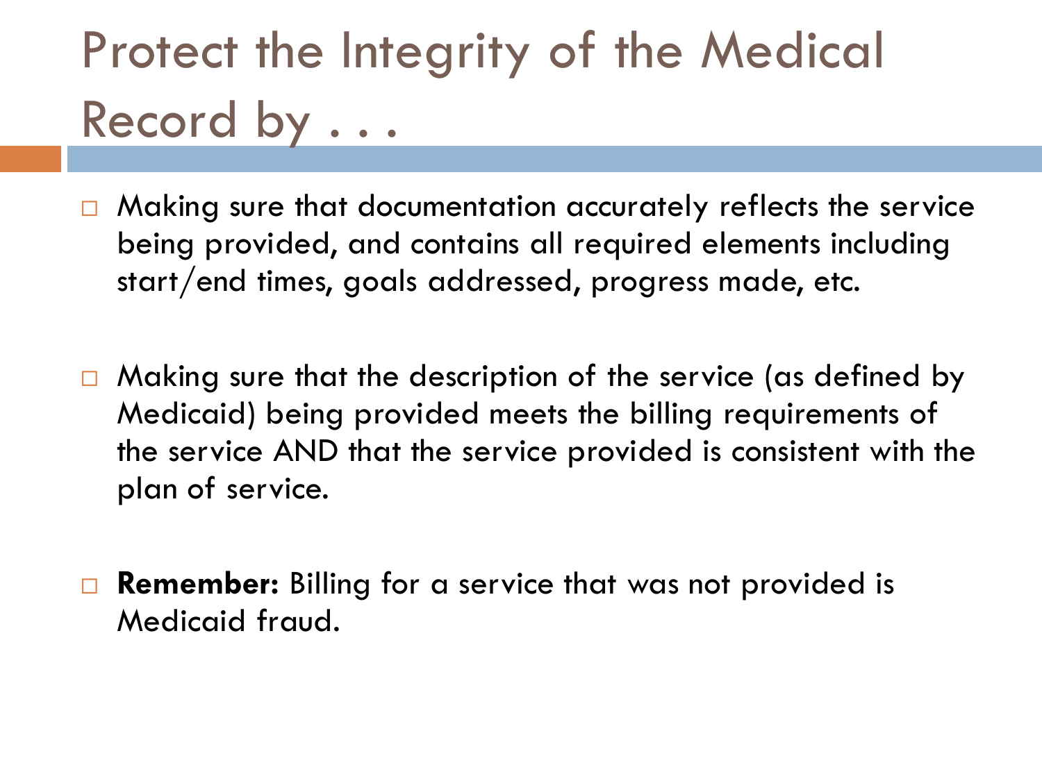# Protect the Integrity of the Medical Record by . . .

- Making sure that documentation accurately reflects the service being provided, and contains all required elements including start/end times, goals addressed, progress made, etc.

- Making sure that the description of the service (as defined by Medicaid) being provided meets the billing requirements of the service AND that the service provided is consistent with the plan of service.

- **Remember:** Billing for a service that was not provided is Medicaid fraud.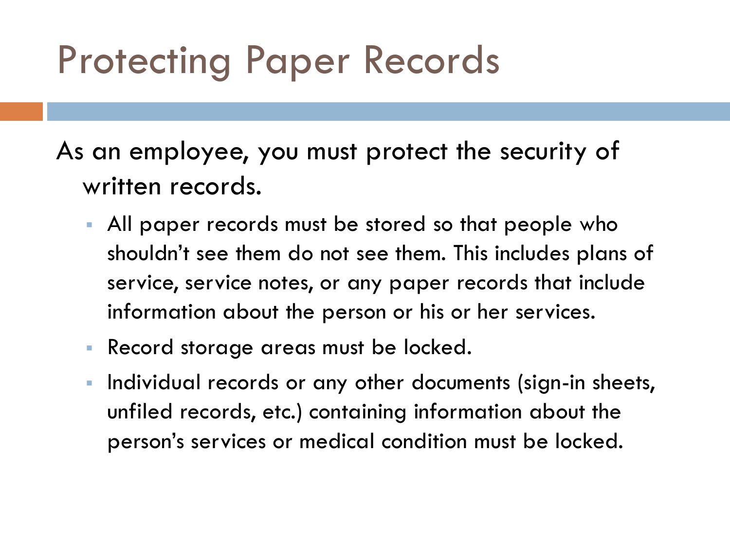# Protecting Paper Records

As an employee, you must protect the security of written records.

- All paper records must be stored so that people who shouldn't see them do not see them. This includes plans of service, service notes, or any paper records that include information about the person or his or her services.
- Record storage areas must be locked.
- Individual records or any other documents (sign-in sheets, unfiled records, etc.) containing information about the person's services or medical condition must be locked.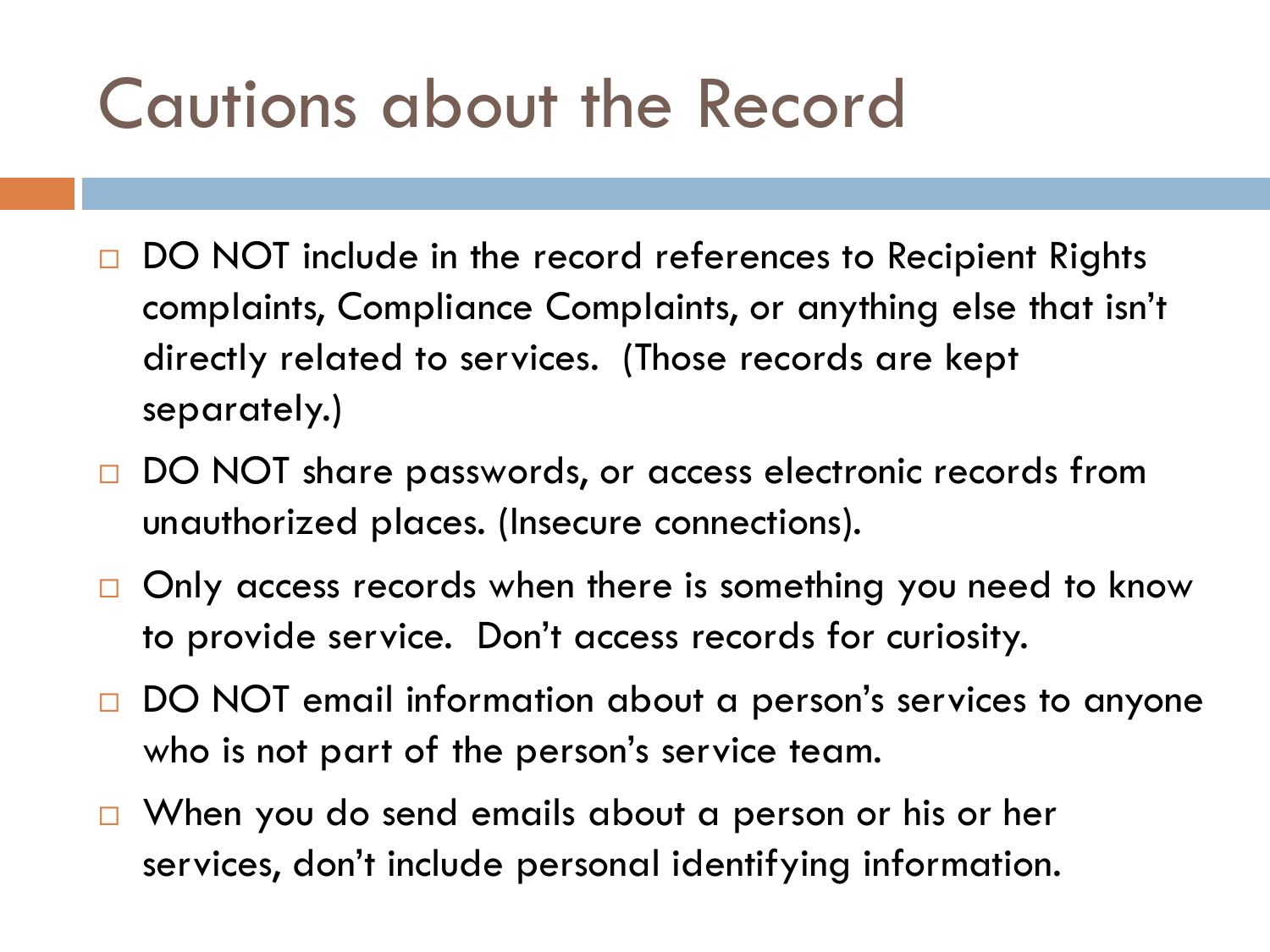# Cautions about the Record

- DO NOT include in the record references to Recipient Rights complaints, Compliance Complaints, or anything else that isn't directly related to services. (Those records are kept separately.)
- DO NOT share passwords, or access electronic records from unauthorized places. (Insecure connections).
- Only access records when there is something you need to know to provide service. Don't access records for curiosity.
- DO NOT email information about a person's services to anyone who is not part of the person's service team.
- When you do send emails about a person or his or her services, don't include personal identifying information.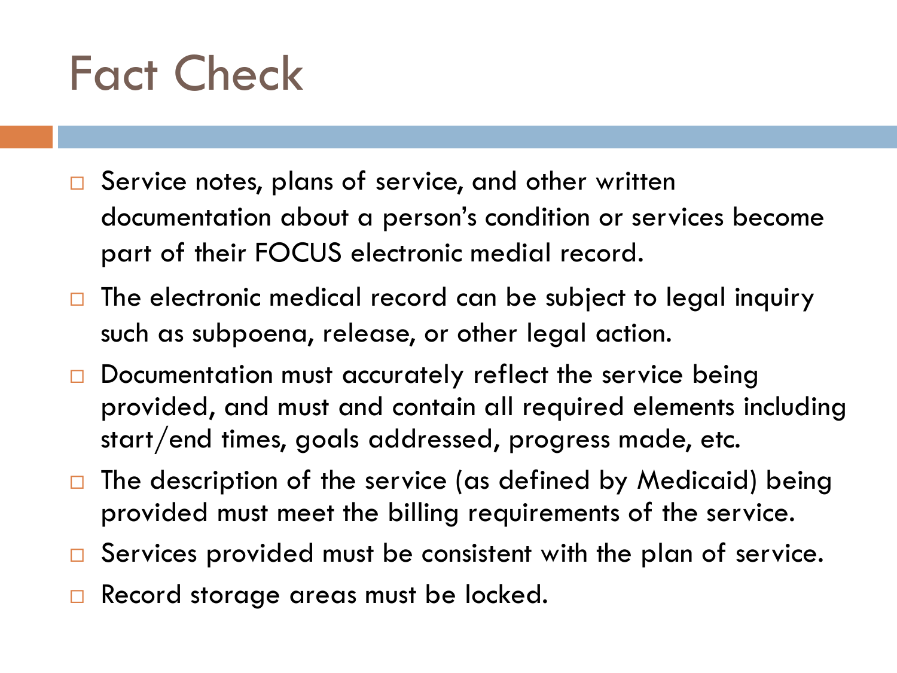# Fact Check

- Service notes, plans of service, and other written documentation about a person's condition or services become part of their FOCUS electronic medial record.
- The electronic medical record can be subject to legal inquiry such as subpoena, release, or other legal action.
- Documentation must accurately reflect the service being provided, and must and contain all required elements including start/end times, goals addressed, progress made, etc.
- The description of the service (as defined by Medicaid) being provided must meet the billing requirements of the service.
- Services provided must be consistent with the plan of service.
- Record storage areas must be locked.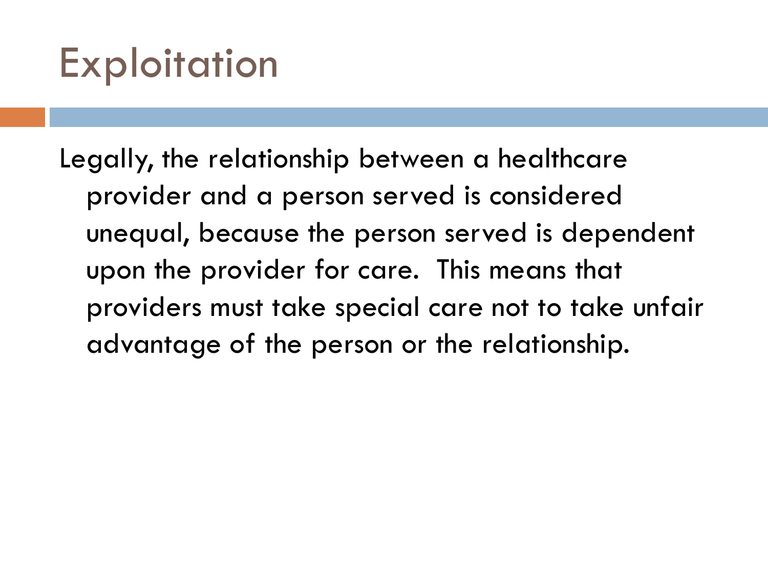# Exploitation

Legally, the relationship between a healthcare provider and a person served is considered unequal, because the person served is dependent upon the provider for care. This means that providers must take special care not to take unfair advantage of the person or the relationship.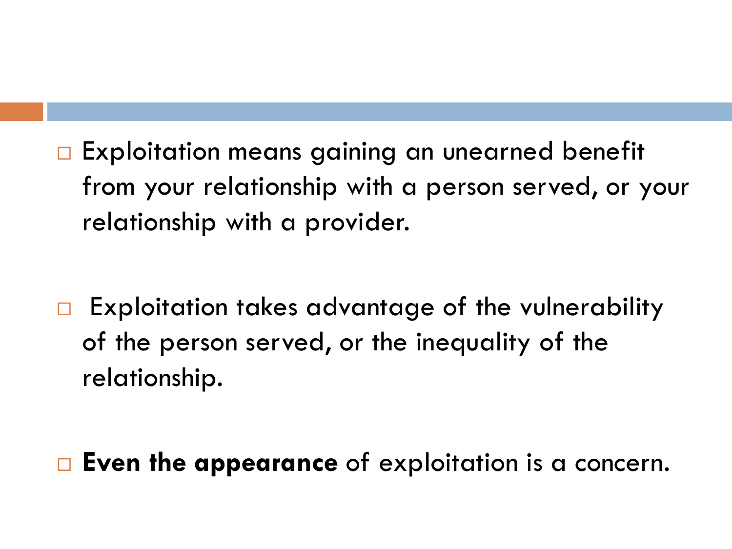- Exploitation means gaining an unearned benefit from your relationship with a person served, or your relationship with a provider.

- Exploitation takes advantage of the vulnerability of the person served, or the inequality of the relationship.

- **Even the appearance** of exploitation is a concern.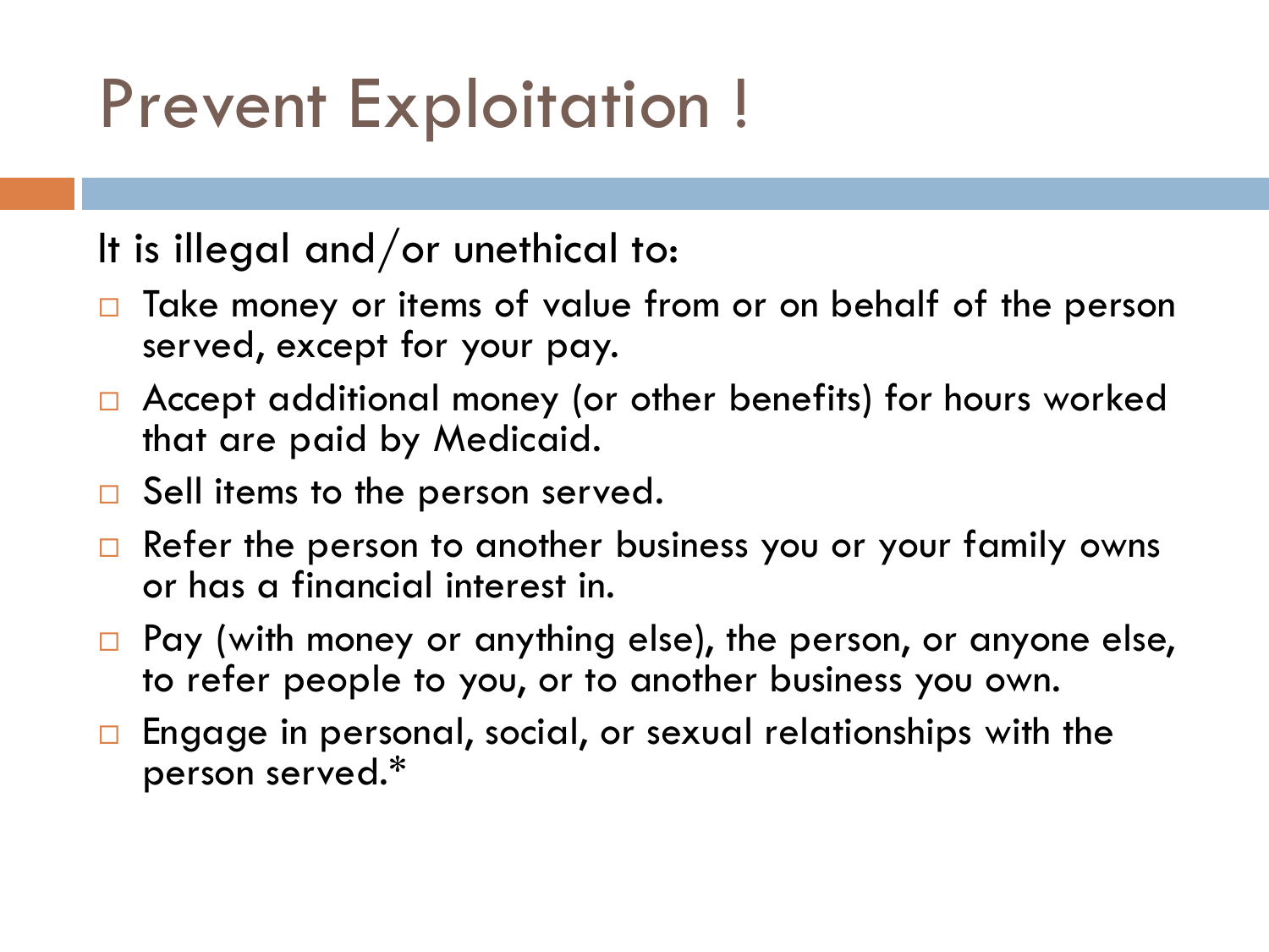# Prevent Exploitation !

It is illegal and/or unethical to:

- Take money or items of value from or on behalf of the person served, except for your pay.
- Accept additional money (or other benefits) for hours worked that are paid by Medicaid.
- Sell items to the person served.
- Refer the person to another business you or your family owns or has a financial interest in.
- Pay (with money or anything else), the person, or anyone else, to refer people to you, or to another business you own.
- Engage in personal, social, or sexual relationships with the person served.*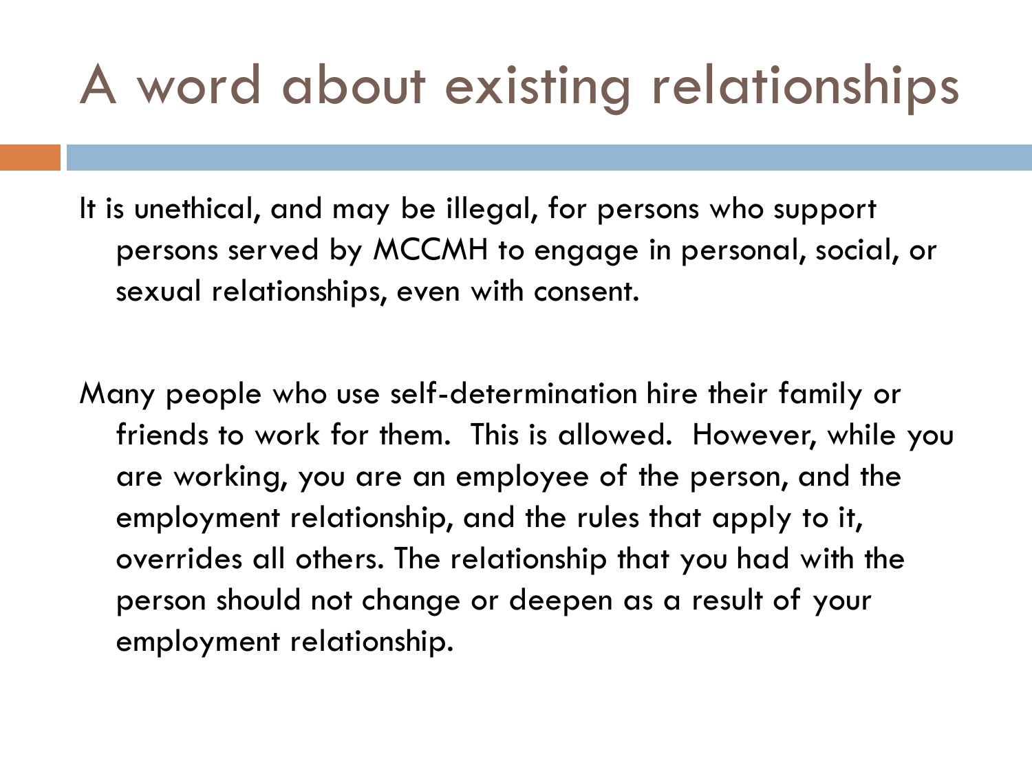# A word about existing relationships

It is unethical, and may be illegal, for persons who support persons served by MCCMH to engage in personal, social, or sexual relationships, even with consent.

Many people who use self-determination hire their family or friends to work for them.  This is allowed.  However, while you are working, you are an employee of the person, and the employment relationship, and the rules that apply to it, overrides all others. The relationship that you had with the person should not change or deepen as a result of your employment relationship.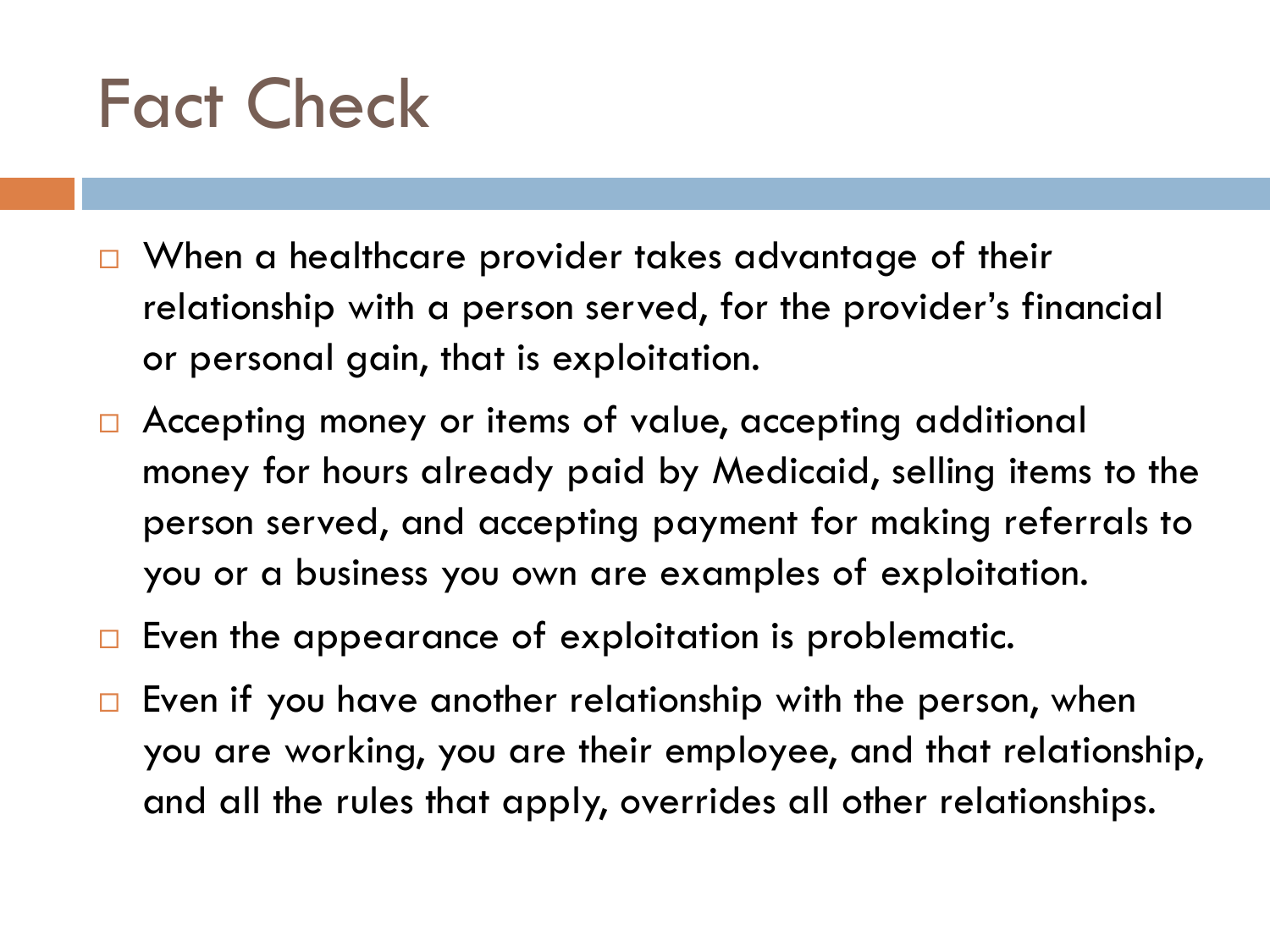# Fact Check

- When a healthcare provider takes advantage of their relationship with a person served, for the provider's financial or personal gain, that is exploitation.
- Accepting money or items of value, accepting additional money for hours already paid by Medicaid, selling items to the person served, and accepting payment for making referrals to you or a business you own are examples of exploitation.
- Even the appearance of exploitation is problematic.
- Even if you have another relationship with the person, when you are working, you are their employee, and that relationship, and all the rules that apply, overrides all other relationships.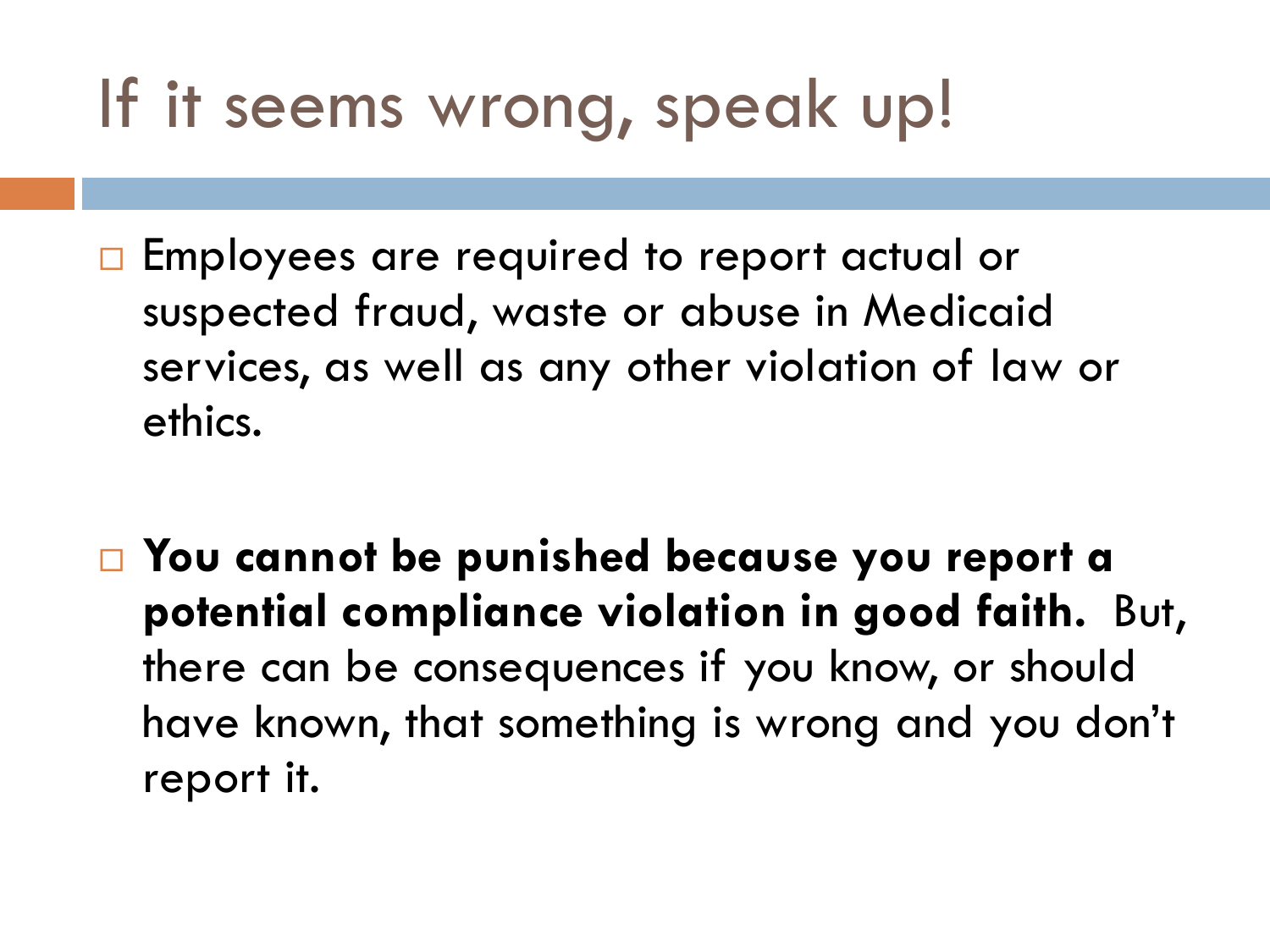# If it seems wrong, speak up!

- Employees are required to report actual or suspected fraud, waste or abuse in Medicaid services, as well as any other violation of law or ethics.

- **You cannot be punished because you report a potential compliance violation in good faith.** But, there can be consequences if you know, or should have known, that something is wrong and you don't report it.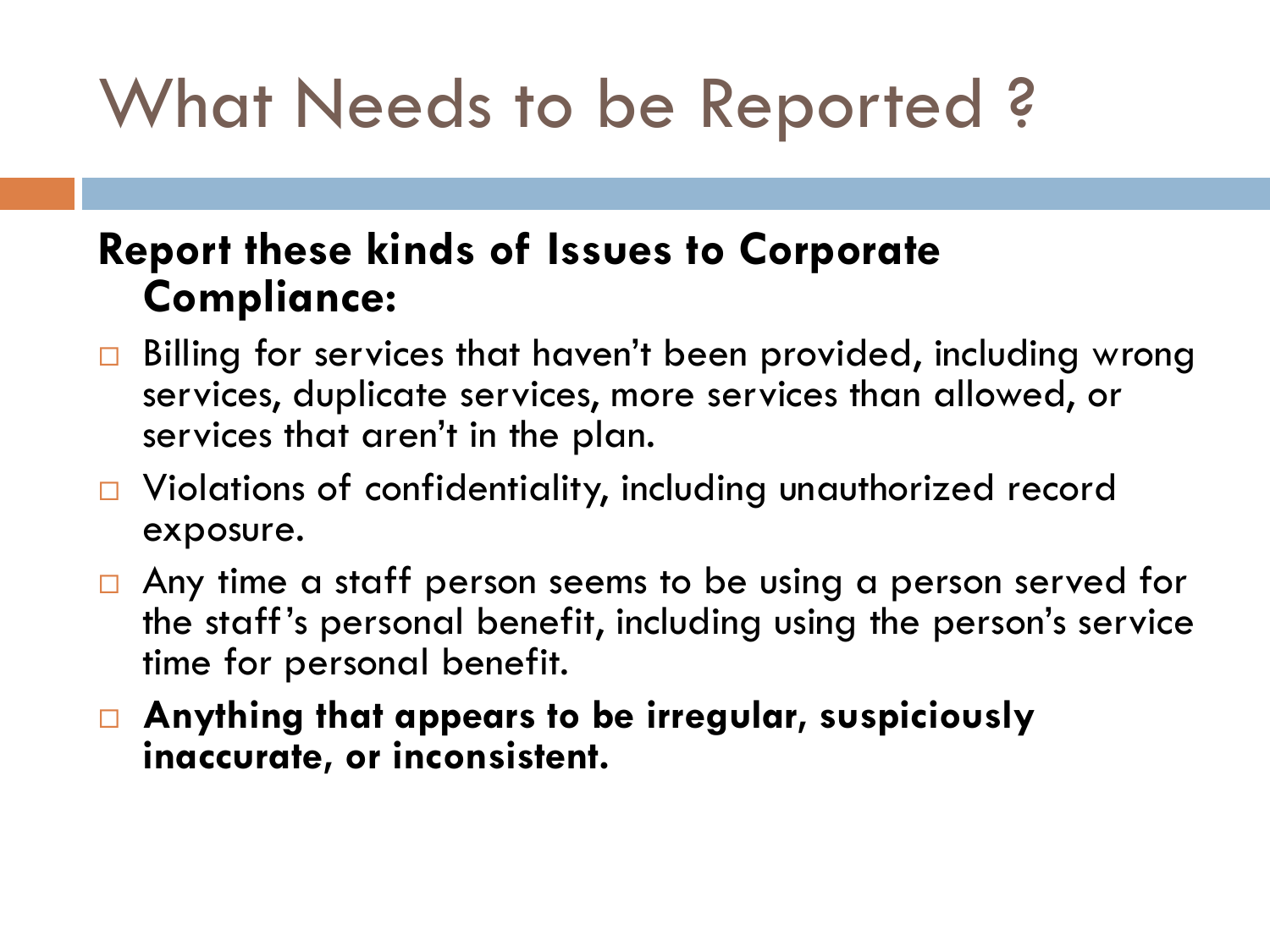# What Needs to be Reported ?

**Report these kinds of Issues to Corporate Compliance:**

- Billing for services that haven't been provided, including wrong services, duplicate services, more services than allowed, or services that aren't in the plan.
- Violations of confidentiality, including unauthorized record exposure.
- Any time a staff person seems to be using a person served for the staff's personal benefit, including using the person's service time for personal benefit.
- **Anything that appears to be irregular, suspiciously inaccurate, or inconsistent.**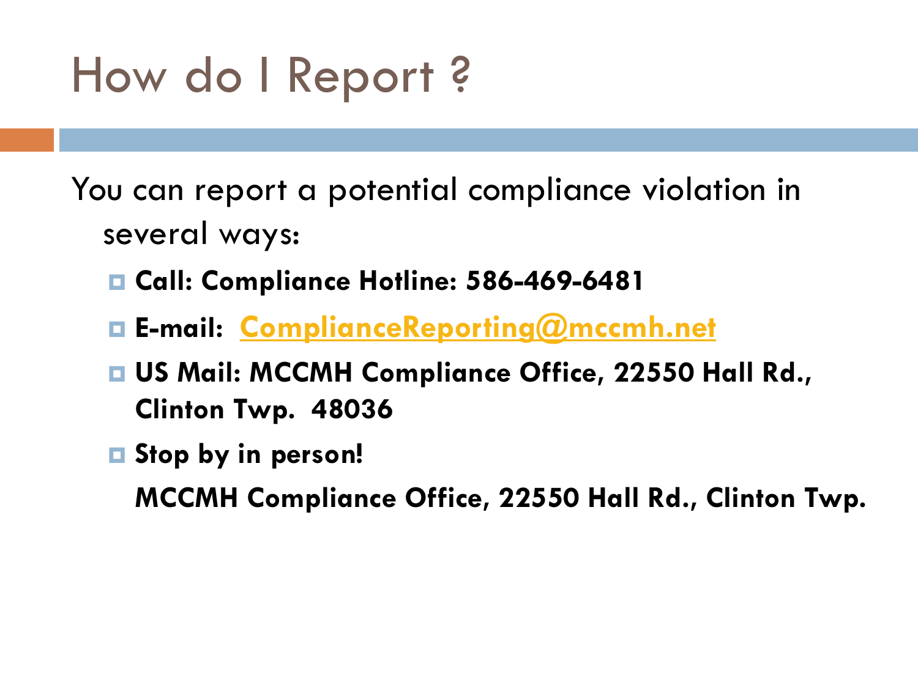# How do I Report ?

You can report a potential compliance violation in several ways:

- **Call: Compliance Hotline: 586-469-6481**
- **E-mail: ComplianceReporting@mccmh.net**
- **US Mail: MCCMH Compliance Office, 22550 Hall Rd., Clinton Twp. 48036**
- **Stop by in person!**

  **MCCMH Compliance Office, 22550 Hall Rd., Clinton Twp.**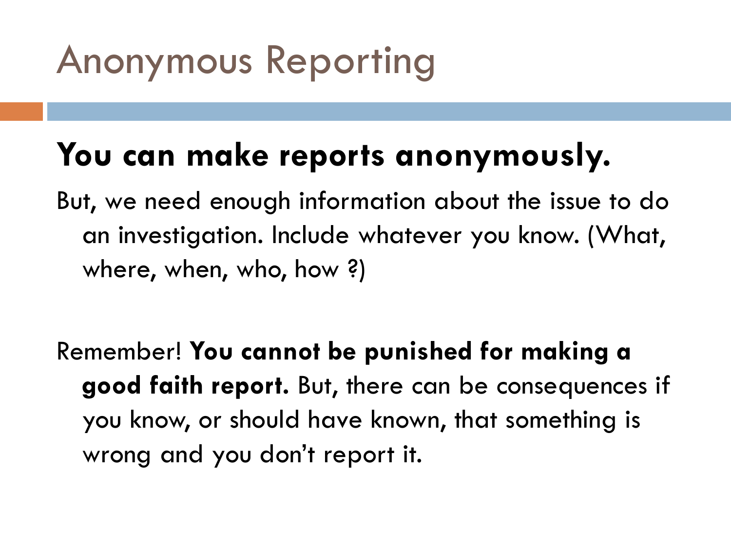# Anonymous Reporting

**You can make reports anonymously.**

But, we need enough information about the issue to do an investigation. Include whatever you know. (What, where, when, who, how ?)

Remember! **You cannot be punished for making a good faith report.** But, there can be consequences if you know, or should have known, that something is wrong and you don't report it.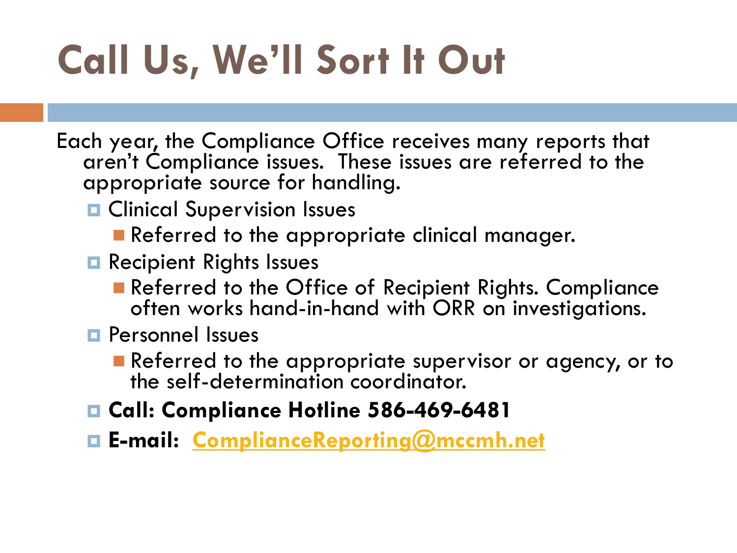# Call Us, We'll Sort It Out

Each year, the Compliance Office receives many reports that aren't Compliance issues. These issues are referred to the appropriate source for handling.

- Clinical Supervision Issues
  - Referred to the appropriate clinical manager.
- Recipient Rights Issues
  - Referred to the Office of Recipient Rights. Compliance often works hand-in-hand with ORR on investigations.
- Personnel Issues
  - Referred to the appropriate supervisor or agency, or to the self-determination coordinator.
- **Call: Compliance Hotline 586-469-6481**
- **E-mail: ComplianceReporting@mccmh.net**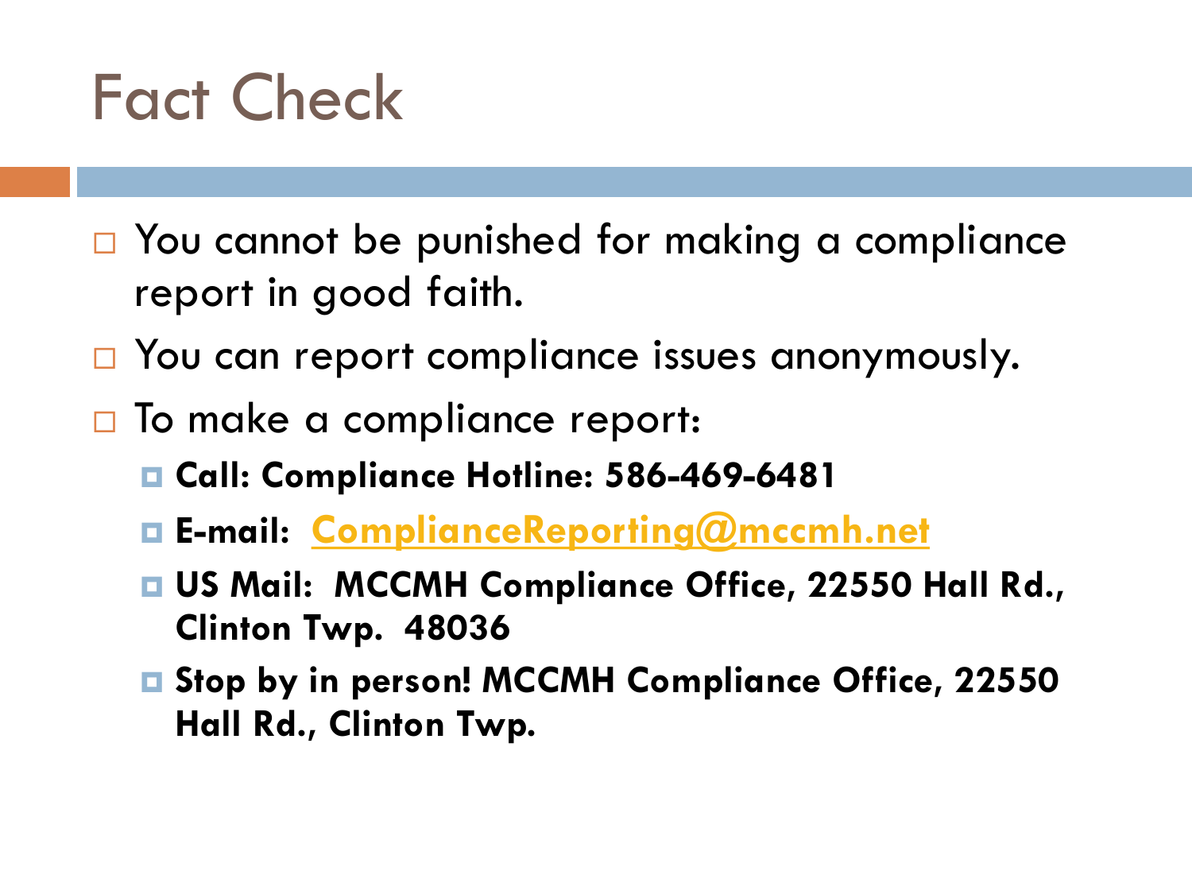# Fact Check

- You cannot be punished for making a compliance report in good faith.
- You can report compliance issues anonymously.
- To make a compliance report:
  - **Call: Compliance Hotline: 586-469-6481**
  - **E-mail: ComplianceReporting@mccmh.net**
  - **US Mail: MCCMH Compliance Office, 22550 Hall Rd., Clinton Twp. 48036**
  - **Stop by in person! MCCMH Compliance Office, 22550 Hall Rd., Clinton Twp.**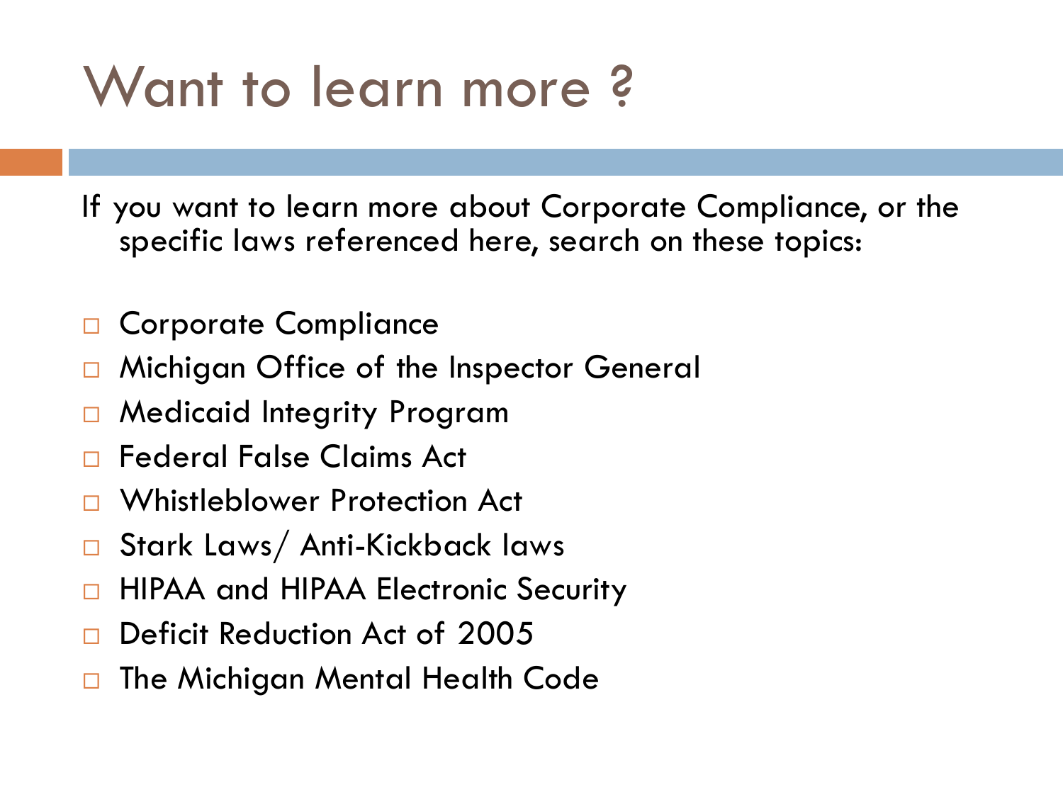# Want to learn more ?

If you want to learn more about Corporate Compliance, or the specific laws referenced here, search on these topics:

- Corporate Compliance
- Michigan Office of the Inspector General
- Medicaid Integrity Program
- Federal False Claims Act
- Whistleblower Protection Act
- Stark Laws/ Anti-Kickback laws
- HIPAA and HIPAA Electronic Security
- Deficit Reduction Act of 2005
- The Michigan Mental Health Code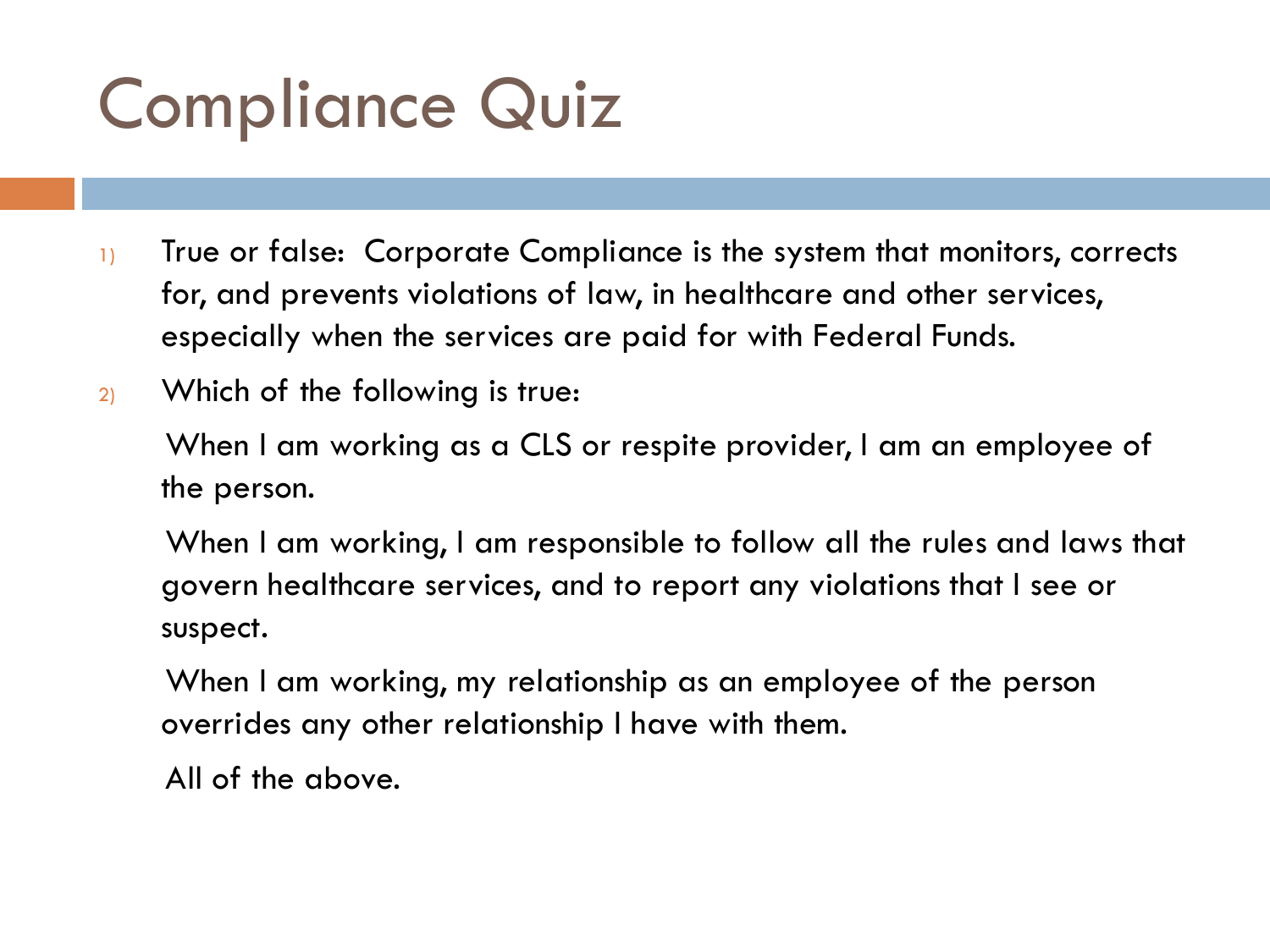# Compliance Quiz

1) True or false: Corporate Compliance is the system that monitors, corrects for, and prevents violations of law, in healthcare and other services, especially when the services are paid for with Federal Funds.

2) Which of the following is true:

   When I am working as a CLS or respite provider, I am an employee of the person.

   When I am working, I am responsible to follow all the rules and laws that govern healthcare services, and to report any violations that I see or suspect.

   When I am working, my relationship as an employee of the person overrides any other relationship I have with them.

   All of the above.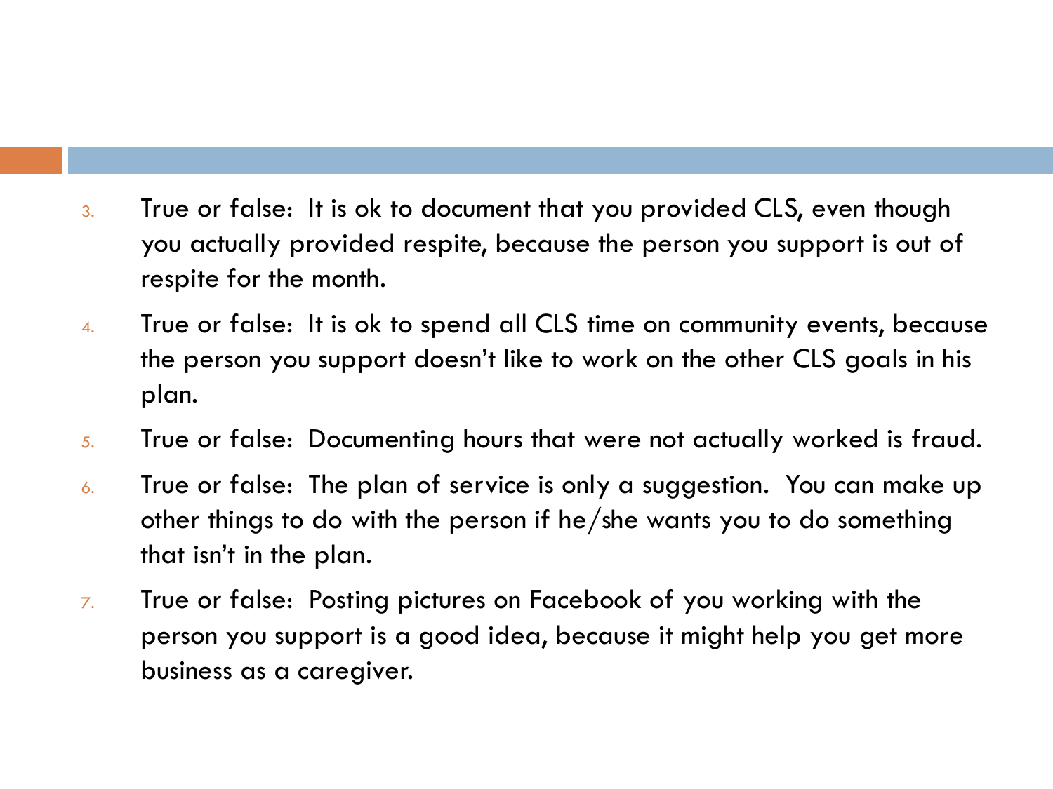3. True or false: It is ok to document that you provided CLS, even though you actually provided respite, because the person you support is out of respite for the month.
4. True or false: It is ok to spend all CLS time on community events, because the person you support doesn't like to work on the other CLS goals in his plan.
5. True or false: Documenting hours that were not actually worked is fraud.
6. True or false: The plan of service is only a suggestion. You can make up other things to do with the person if he/she wants you to do something that isn't in the plan.
7. True or false: Posting pictures on Facebook of you working with the person you support is a good idea, because it might help you get more business as a caregiver.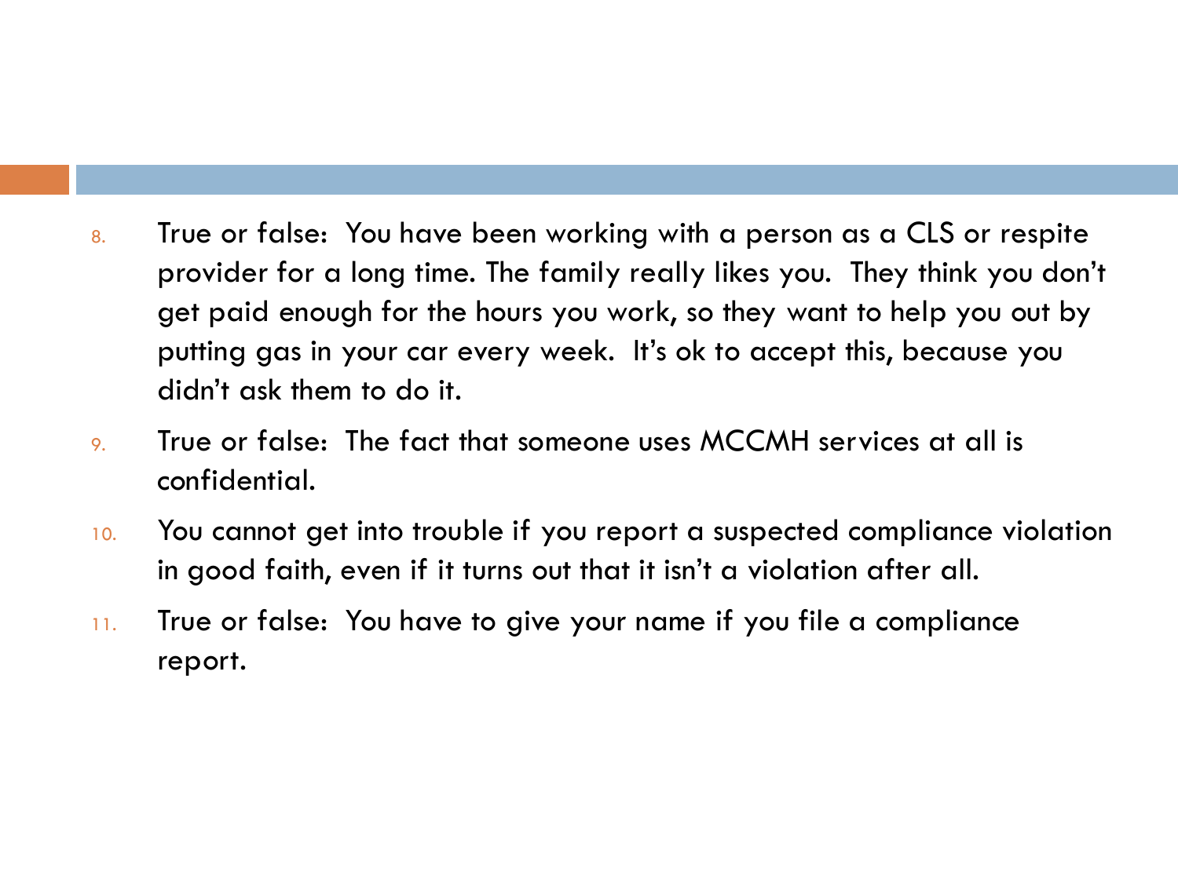8. True or false: You have been working with a person as a CLS or respite provider for a long time. The family really likes you. They think you don't get paid enough for the hours you work, so they want to help you out by putting gas in your car every week. It's ok to accept this, because you didn't ask them to do it.
9. True or false: The fact that someone uses MCCMH services at all is confidential.
10. You cannot get into trouble if you report a suspected compliance violation in good faith, even if it turns out that it isn't a violation after all.
11. True or false: You have to give your name if you file a compliance report.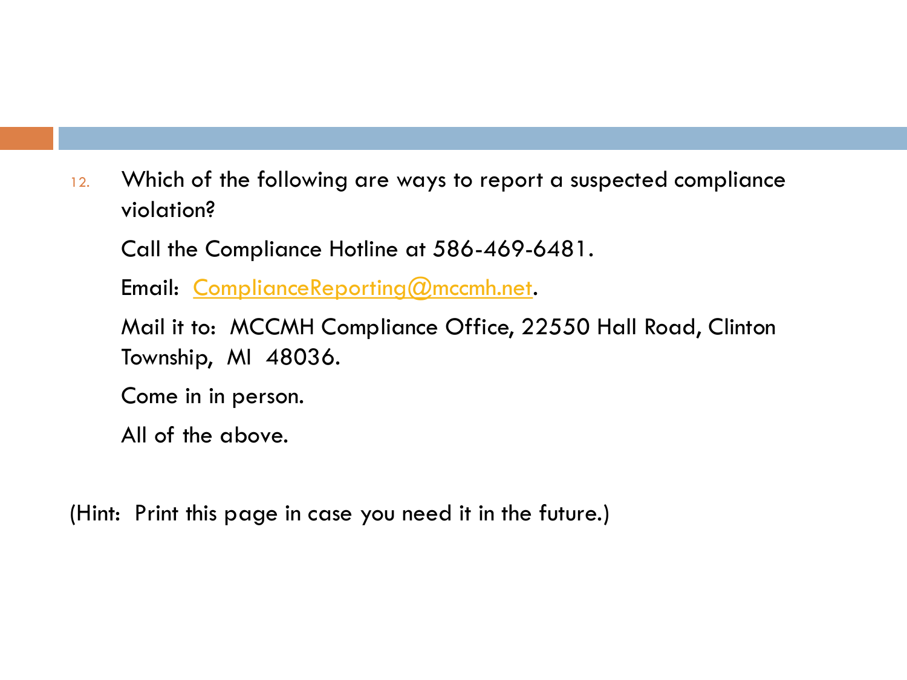12. Which of the following are ways to report a suspected compliance violation?

    Call the Compliance Hotline at 586-469-6481.

    Email:  ComplianceReporting@mccmh.net.

    Mail it to:  MCCMH Compliance Office, 22550 Hall Road, Clinton Township,  MI  48036.

    Come in in person.

    All of the above.

(Hint:  Print this page in case you need it in the future.)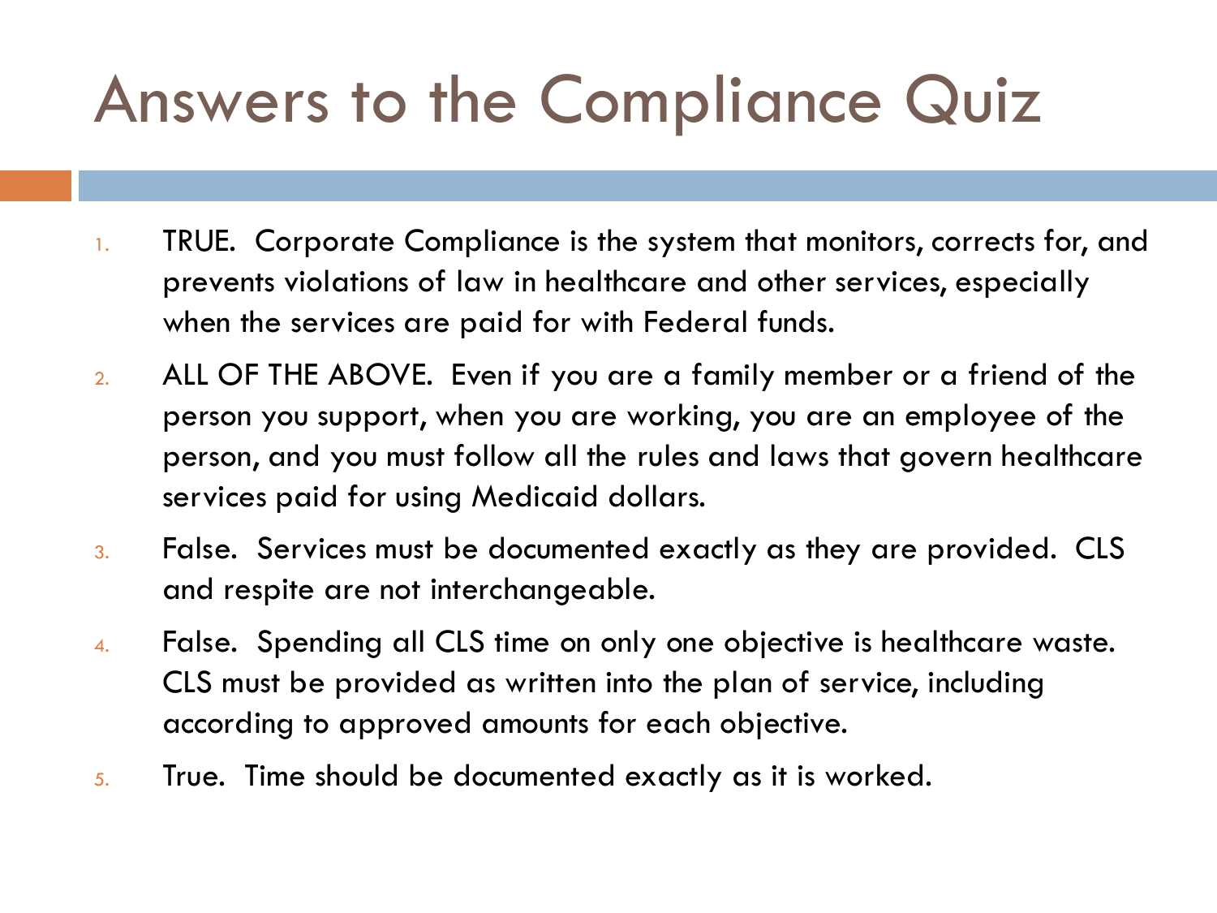# Answers to the Compliance Quiz

1. TRUE. Corporate Compliance is the system that monitors, corrects for, and prevents violations of law in healthcare and other services, especially when the services are paid for with Federal funds.
2. ALL OF THE ABOVE. Even if you are a family member or a friend of the person you support, when you are working, you are an employee of the person, and you must follow all the rules and laws that govern healthcare services paid for using Medicaid dollars.
3. False. Services must be documented exactly as they are provided. CLS and respite are not interchangeable.
4. False. Spending all CLS time on only one objective is healthcare waste. CLS must be provided as written into the plan of service, including according to approved amounts for each objective.
5. True. Time should be documented exactly as it is worked.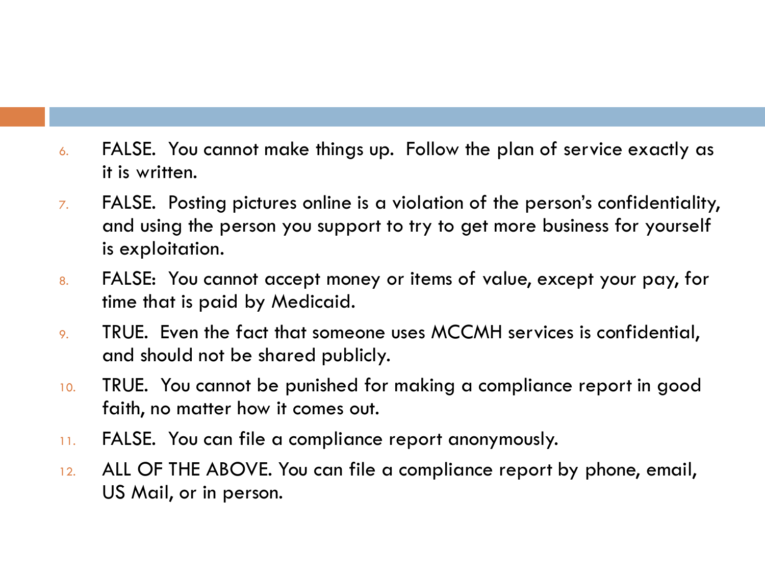6. FALSE. You cannot make things up. Follow the plan of service exactly as it is written.
7. FALSE. Posting pictures online is a violation of the person's confidentiality, and using the person you support to try to get more business for yourself is exploitation.
8. FALSE: You cannot accept money or items of value, except your pay, for time that is paid by Medicaid.
9. TRUE. Even the fact that someone uses MCCMH services is confidential, and should not be shared publicly.
10. TRUE. You cannot be punished for making a compliance report in good faith, no matter how it comes out.
11. FALSE. You can file a compliance report anonymously.
12. ALL OF THE ABOVE. You can file a compliance report by phone, email, US Mail, or in person.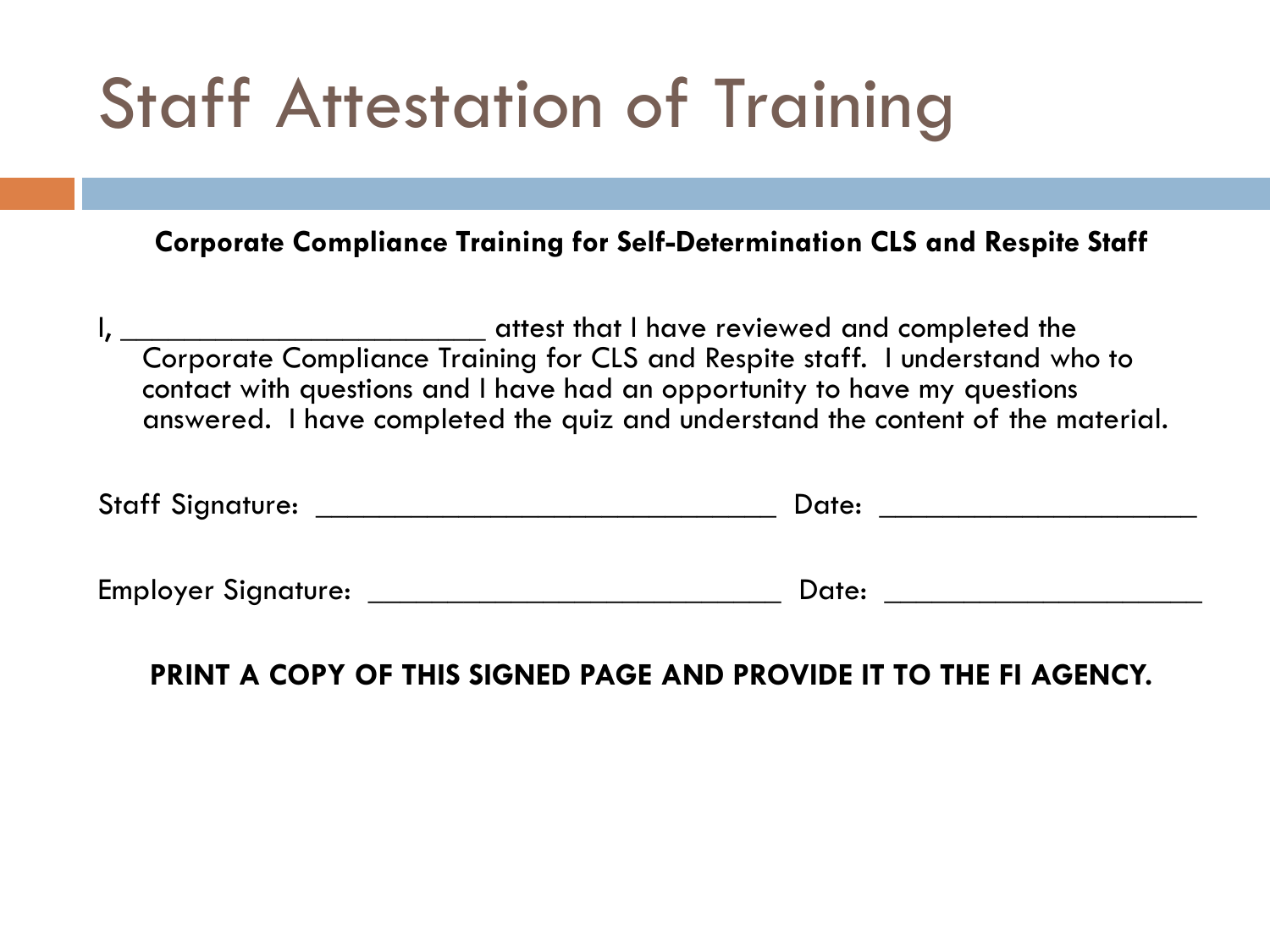# Staff Attestation of Training

**Corporate Compliance Training for Self-Determination CLS and Respite Staff**

I, _______________________ attest that I have reviewed and completed the Corporate Compliance Training for CLS and Respite staff. I understand who to contact with questions and I have had an opportunity to have my questions answered. I have completed the quiz and understand the content of the material.

Staff Signature: _____________________________ Date: ____________________

Employer Signature: __________________________ Date: ____________________

**PRINT A COPY OF THIS SIGNED PAGE AND PROVIDE IT TO THE FI AGENCY.**